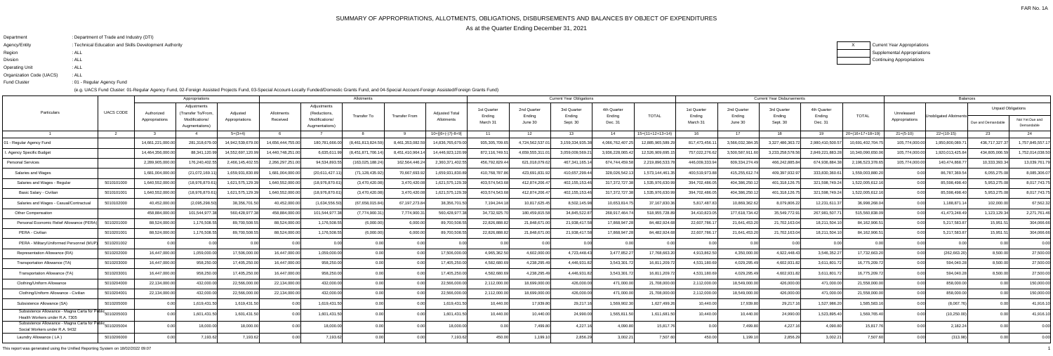FAR No. 1A

# SUMMARY OF APPROPRIATIONS, ALLOTMENTS, OBLIGATIONS, DISBURSEMENTS AND BALANCES BY OBJECT OF EXPENDITURES

As at the Quarter Ending December 31, 2021

Department : Department of Trade and Industry (DTI)
Agency/Entity : Technical Education and Skills Development Authority
Region : ALL
Division : ALL
Operating Unit : ALL
Organization Code (UACS) : ALL
Fund Cluster : 01 - Regular Agency Fund

(e.g. UACS Fund Cluster: 01-Regular Agency Fund, 02-Foreign Assisted Projects Fund, 03-Special Account-Locally Funded/Domestic Grants Fund, and 04-Special Account-Foreign Assisted/Foreign Grants Fund)

| X | Current Year Appropriations |
|---|---|
| | Supplemental Appropriations |
| | Continuing Appropriations |

| Particulars | UACS CODE | Appropriations | | | Allotments | | | | | Current Year Obligations | | | | | Current Year Disbursements | | | | | Balances | | | |
|---|---|---|---|---|---|---|---|---|---|---|---|---|---|---|---|---|---|---|---|---|---|---|---|
| | | Authorized Appropriations | Adjustments (Transfer To/From, Modifications/ Augmentations) | Adjusted Appropriations | Allotments Received | Adjustments (Reductions, Modifications/ Augmentations) | Transfer To | Transfer From | Adjusted Total Allotments | 1st Quarter Ending March 31 | 2nd Quarter Ending June 30 | 3rd Quarter Ending Sept. 30 | 4th Quarter Ending Dec. 31 | TOTAL | 1st Quarter Ending March 31 | 2nd Quarter Ending June 30 | 3rd Quarter Ending Sept. 30 | 4th Quarter Ending Dec. 31 | TOTAL | Unreleased Appropriations | Unobligated Allotments | Unpaid Obligations | |
| | | | | | | | | | | | | | | | | | | | | | | Due and Demandable | Not Yet Due and Demandable |
| 1 | 2 | 3 | 4 | 5=(3+4) | 6 | 7 | 8 | 9 | 10=[{6+(-)7}-8+9] | 11 | 12 | 13 | 14 | 15=(11+12+13+14) | 16 | 17 | 18 | 19 | 20=(16+17+18+19) | 21=(5-10) | 22=(10-15) | 23 | 24 |
| 01 - Regular Agency Fund | | 14,661,221,000.00 | 281,318,679.00 | 14,942,539,679.00 | 14,656,444,755.00 | 180,781,066.00 | (8,461,813,624.59) | 8,461,353,082.59 | 14,836,765,679.00 | 935,305,709.65 | 4,724,562,537.01 | 3,159,334,935.38 | 4,066,762,407.25 | 12,885,965,589.29 | 817,473,456.11 | 3,566,032,384.35 | 3,327,486,363.72 | 2,980,410,500.57 | 10,691,402,704.75 | 105,774,000.00 | 1,950,800,089.71 | 436,717,327.37 | 1,757,845,557.17 |
| I. Agency Specific Budget | | 14,464,356,000.00 | 88,341,120.99 | 14,552,697,120.99 | 14,440,748,251.00 | 6,635,611.99 | (8,451,871,706.14) | 8,451,410,964.14 | 14,446,923,120.99 | 872,116,749.51 | 4,659,555,311.01 | 3,059,009,569.21 | 3,936,228,065.42 | 12,526,909,695.15 | 757,022,276.62 | 3,500,587,911.60 | 3,233,258,578.56 | 2,849,221,883.28 | 10,340,090,650.06 | 105,774,000.00 | 1,920,013,425.84 | 434,805,006.59 | 1,752,014,038.50 |
| Personal Services | | 2,289,905,000.00 | 176,240,402.55 | 2,466,145,402.55 | 2,266,297,251.00 | 94,534,893.55 | (163,025,188.24) | 162,564,446.24 | 2,360,371,402.55 | 456,792,829.44 | 621,018,079.62 | 467,341,165.14 | 674,744,459.58 | 2,219,896,533.78 | 446,009,333.94 | 609,334,274.49 | 466,242,885.84 | 674,936,884.38 | 2,196,523,378.65 | 105,774,000.00 | 140,474,868.77 | 10,333,393.34 | 13,039,761.79 |
| Salaries and Wages | | 1,681,004,000.00 | (21,072,169.11) | 1,659,931,830.89 | 1,681,004,000.00 | (20,611,427.11) | (71,128,435.92) | 70,667,693.92 | 1,659,931,830.89 | 410,768,787.86 | 423,691,831.92 | 410,657,299.44 | 328,026,542.13 | 1,573,144,461.35 | 400,519,973.88 | 415,255,612.74 | 409,397,932.97 | 333,830,360.61 | 1,559,003,880.20 | 0.00 | 86,787,369.54 | 6,055,275.08 | 8,085,306.07 |
| Salaries and Wages - Regular | 50101010000 | 1,640,552,000.00 | (18,976,870.61) | 1,621,575,129.39 | 1,640,552,000.00 | (18,976,870.61) | (3,470,420.08) | 3,470,420.08 | 1,621,575,129.39 | 403,574,543.68 | 412,874,206.47 | 402,155,153.46 | 317,372,727.38 | 1,535,976,630.99 | 394,702,486.05 | 404,386,250.12 | 401,318,126.75 | 321,598,749.24 | 1,522,005,612.16 | 0.00 | 85,598,498.40 | 5,953,275.08 | 8,017,743.75 |
| Basic Salary - Civilian | 50101010001 | 1,640,552,000.00 | (18,976,870.61) | 1,621,575,129.39 | 1,640,552,000.00 | (18,976,870.61) | (3,470,420.08) | 3,470,420.08 | 1,621,575,129.39 | 403,574,543.68 | 412,874,206.47 | 402,155,153.46 | 317,372,727.38 | 1,535,976,630.99 | 394,702,486.05 | 404,386,250.12 | 401,318,126.75 | 321,598,749.24 | 1,522,005,612.16 | 0.00 | 85,598,498.40 | 5,953,275.08 | 8,017,743.75 |
| Salaries and Wages - Casual/Contractual | 50101020000 | 40,452,000.00 | (2,095,298.50) | 38,356,701.50 | 40,452,000.00 | (1,634,556.50) | (67,658,015.84) | 67,197,273.84 | 38,356,701.50 | 7,194,244.18 | 10,817,625.45 | 8,502,145.98 | 10,653,814.75 | 37,167,830.36 | 5,817,487.83 | 10,869,362.62 | 8,079,806.22 | 12,231,611.37 | 36,998,268.04 | 0.00 | 1,188,871.14 | 102,000.00 | 67,562.32 |
| Other Compensation | | 458,884,000.00 | 101,544,977.38 | 560,428,977.38 | 458,884,000.00 | 101,544,977.38 | (7,774,900.31) | 7,774,900.31 | 560,428,977.38 | 34,732,925.70 | 180,459,815.58 | 34,845,522.67 | 268,917,464.74 | 518,955,728.69 | 34,410,823.05 | 177,618,734.62 | 35,549,772.91 | 267,981,507.71 | 515,560,838.09 | 0.00 | 41,473,248.49 | 1,123,129.34 | 2,271,761.46 |
| Personal Economic Relief Allowance (PERA) | 50102010000 | 88,524,000.00 | 1,176,508.55 | 89,700,508.55 | 88,524,000.00 | 1,176,508.55 | (6,000.00) | 6,000.00 | 89,700,508.55 | 22,626,888.82 | 21,848,671.00 | 21,938,417.58 | 17,868,947.28 | 84,482,924.68 | 22,607,786.17 | 21,641,453.20 | 21,702,163.04 | 18,211,504.10 | 84,162,906.51 | 0.00 | 5,217,583.87 | 15,951.51 | 304,066.66 |
| PERA - Civilian | 50102010001 | 88,524,000.00 | 1,176,508.55 | 89,700,508.55 | 88,524,000.00 | 1,176,508.55 | (6,000.00) | 6,000.00 | 89,700,508.55 | 22,626,888.82 | 21,848,671.00 | 21,938,417.58 | 17,868,947.28 | 84,482,924.68 | 22,607,786.17 | 21,641,453.20 | 21,702,163.04 | 18,211,504.10 | 84,162,906.51 | 0.00 | 5,217,583.87 | 15,951.51 | 304,066.66 |
| PERA - Military/Uniformed Personnel (MUP) | 50102010002 | 0.00 | 0.00 | 0.00 | 0.00 | 0.00 | 0.00 | 0.00 | 0.00 | 0.00 | 0.00 | 0.00 | 0.00 | 0.00 | 0.00 | 0.00 | 0.00 | 0.00 | 0.00 | 0.00 | 0.00 | 0.00 | 0.00 |
| Representation Allowance (RA) | 50102020000 | 16,447,000.00 | 1,059,000.00 | 17,506,000.00 | 16,447,000.00 | 1,059,000.00 | 0.00 | 0.00 | 17,506,000.00 | 4,965,362.50 | 4,602,000.00 | 4,723,448.43 | 3,477,852.27 | 17,768,663.20 | 4,913,862.50 | 4,350,000.00 | 4,922,448.43 | 3,546,352.27 | 17,732,663.20 | 0.00 | (262,663.20) | 8,500.00 | 27,500.00 |
| Transportation Allowance (TA) | 50102030000 | 16,447,000.00 | 958,250.00 | 17,405,250.00 | 16,447,000.00 | 958,250.00 | 0.00 | 0.00 | 17,405,250.00 | 4,582,680.69 | 4,238,295.49 | 4,446,931.82 | 3,543,301.72 | 16,811,209.72 | 4,531,180.69 | 4,029,295.49 | 4,602,931.82 | 3,611,801.72 | 16,775,209.72 | 0.00 | 594,040.28 | 8,500.00 | 27,500.00 |
| Transportation Allowance (TA) | 50102030001 | 16,447,000.00 | 958,250.00 | 17,405,250.00 | 16,447,000.00 | 958,250.00 | 0.00 | 0.00 | 17,405,250.00 | 4,582,680.69 | 4,238,295.49 | 4,446,931.82 | 3,543,301.72 | 16,811,209.72 | 4,531,180.69 | 4,029,295.49 | 4,602,931.82 | 3,611,801.72 | 16,775,209.72 | 0.00 | 594,040.28 | 8,500.00 | 27,500.00 |
| Clothing/Uniform Allowance | 50102040000 | 22,134,000.00 | 432,000.00 | 22,566,000.00 | 22,134,000.00 | 432,000.00 | 0.00 | 0.00 | 22,566,000.00 | 2,112,000.00 | 18,699,000.00 | 426,000.00 | 471,000.00 | 21,708,000.00 | 2,112,000.00 | 18,549,000.00 | 426,000.00 | 471,000.00 | 21,558,000.00 | 0.00 | 858,000.00 | 0.00 | 150,000.00 |
| Clothing/Uniform Allowance - Civilian | 50102040001 | 22,134,000.00 | 432,000.00 | 22,566,000.00 | 22,134,000.00 | 432,000.00 | 0.00 | 0.00 | 22,566,000.00 | 2,112,000.00 | 18,699,000.00 | 426,000.00 | 471,000.00 | 21,708,000.00 | 2,112,000.00 | 18,549,000.00 | 426,000.00 | 471,000.00 | 21,558,000.00 | 0.00 | 858,000.00 | 0.00 | 150,000.00 |
| Subsistence Allowance (SA) | 50102050000 | 0.00 | 1,619,431.50 | 1,619,431.50 | 0.00 | 1,619,431.50 | 0.00 | 0.00 | 1,619,431.50 | 10,440.00 | 17,939.60 | 29,217.16 | 1,569,902.30 | 1,627,499.26 | 10,440.00 | 17,939.60 | 29,217.16 | 1,527,986.20 | 1,585,583.16 | 0.00 | (8,067.76) | 0.00 | 41,916.10 |
| Subsistence Allowance - Magna Carta for Public Health Workers under R.A. 7305 | 50102050003 | 0.00 | 1,601,431.50 | 1,601,431.50 | 0.00 | 1,601,431.50 | 0.00 | 0.00 | 1,601,431.50 | 10,440.00 | 10,440.00 | 24,990.00 | 1,565,811.50 | 1,611,681.50 | 10,440.00 | 10,440.00 | 24,990.00 | 1,523,895.40 | 1,569,765.40 | 0.00 | (10,250.00) | 0.00 | 41,916.10 |
| Subsistence Allowance - Magna Carta for Public Social Workers under R.A. 9432 | 50102050004 | 0.00 | 18,000.00 | 18,000.00 | 0.00 | 18,000.00 | 0.00 | 0.00 | 18,000.00 | 0.00 | 7,499.60 | 4,227.16 | 4,090.80 | 15,817.76 | 0.00 | 7,499.60 | 4,227.16 | 4,090.80 | 15,817.76 | 0.00 | 2,182.24 | 0.00 | 0.00 |
| Laundry Allowance ( LA ) | 50102060000 | 0.00 | 7,193.62 | 7,193.62 | 0.00 | 7,193.62 | 0.00 | 0.00 | 7,193.62 | 450.00 | 1,199.10 | 2,856.29 | 3,002.21 | 7,507.60 | 450.00 | 1,199.10 | 2,856.29 | 3,002.21 | 7,507.60 | 0.00 | (313.98) | 0.00 | 0.00 |

This report was generated using the Unified Reporting System on 18/02/2022 09:07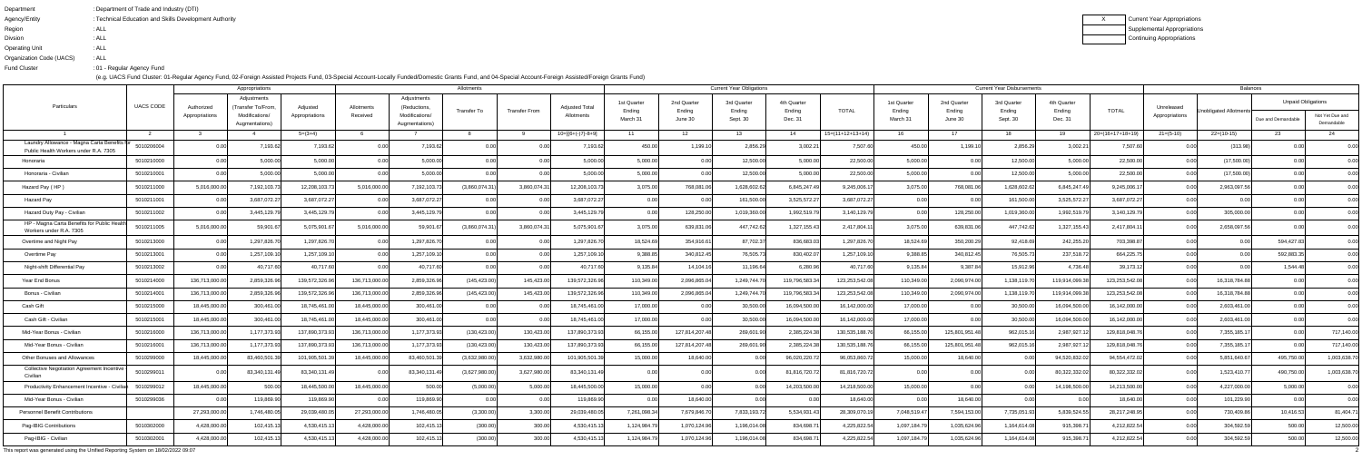Department : Department of Trade and Industry (DTI)
Agency/Entity : Technical Education and Skills Development Authority
Region : ALL
Division : ALL
Operating Unit : ALL
Organization Code (UACS) : ALL
Fund Cluster : 01 - Regular Agency Fund

(e.g. UACS Fund Cluster: 01-Regular Agency Fund, 02-Foreign Assisted Projects Fund, 03-Special Account-Locally Funded/Domestic Grants Fund, and 04-Special Account-Foreign Assisted/Foreign Grants Fund)

| X | Current Year Appropriations |
|---|---|
| | Supplemental Appropriations |
| | Continuing Appropriations |

| Particulars | UACS CODE | Appropriations | | | Allotments | | | | | Current Year Obligations | | | | | Current Year Disbursements | | | | | Balances | | | |
|---|---|---|---|---|---|---|---|---|---|---|---|---|---|---|---|---|---|---|---|---|---|---|---|
| | | Authorized Appropriations | Adjustments (Transfer To/From, Modifications/ Augmentations) | Adjusted Appropriations | Allotments Received | Adjustments (Reductions, Modifications/ Augmentations) | Transfer To | Transfer From | Adjusted Total Allotments | 1st Quarter Ending March 31 | 2nd Quarter Ending June 30 | 3rd Quarter Ending Sept. 30 | 4th Quarter Ending Dec. 31 | TOTAL | 1st Quarter Ending March 31 | 2nd Quarter Ending June 30 | 3rd Quarter Ending Sept. 30 | 4th Quarter Ending Dec. 31 | TOTAL | Unreleased Appropriations | Unobligated Allotments | Unpaid Obligations Due and Demandable | Unpaid Obligations Not Yet Due and Demandable |
| 1 | 2 | 3 | 4 | 5=(3+4) | 6 | 7 | 8 | 9 | 10=[{6+(-)7}-8+9] | 11 | 12 | 13 | 14 | 15=(11+12+13+14) | 16 | 17 | 18 | 19 | 20=(16+17+18+19) | 21=(5-10) | 22=(10-15) | 23 | 24 |
| Laundry Allowance - Magna Carta Benefits for Public Health Workers under R.A. 7305 | 5010206004 | 0.00 | 7,193.62 | 7,193.62 | 0.00 | 7,193.62 | 0.00 | 0.00 | 7,193.62 | 450.00 | 1,199.10 | 2,856.29 | 3,002.21 | 7,507.60 | 450.00 | 1,199.10 | 2,856.29 | 3,002.21 | 7,507.60 | 0.00 | (313.98) | 0.00 | 0.00 |
| Honoraria | 5010210000 | 0.00 | 5,000.00 | 5,000.00 | 0.00 | 5,000.00 | 0.00 | 0.00 | 5,000.00 | 5,000.00 | 0.00 | 12,500.00 | 5,000.00 | 22,500.00 | 5,000.00 | 0.00 | 12,500.00 | 5,000.00 | 22,500.00 | 0.00 | (17,500.00) | 0.00 | 0.00 |
| Honoraria - Civilian | 5010210001 | 0.00 | 5,000.00 | 5,000.00 | 0.00 | 5,000.00 | 0.00 | 0.00 | 5,000.00 | 5,000.00 | 0.00 | 12,500.00 | 5,000.00 | 22,500.00 | 5,000.00 | 0.00 | 12,500.00 | 5,000.00 | 22,500.00 | 0.00 | (17,500.00) | 0.00 | 0.00 |
| Hazard Pay ( HP ) | 5010211000 | 5,016,000.00 | 7,192,103.73 | 12,208,103.73 | 5,016,000.00 | 7,192,103.73 | (3,860,074.31) | 3,860,074.31 | 12,208,103.73 | 3,075.00 | 768,081.06 | 1,628,602.62 | 6,845,247.49 | 9,245,006.17 | 3,075.00 | 768,081.06 | 1,628,602.62 | 6,845,247.49 | 9,245,006.17 | 0.00 | 2,963,097.56 | 0.00 | 0.00 |
| Hazard Pay | 5010211001 | 0.00 | 3,687,072.27 | 3,687,072.27 | 0.00 | 3,687,072.27 | 0.00 | 0.00 | 3,687,072.27 | 0.00 | 0.00 | 161,500.00 | 3,525,572.27 | 3,687,072.27 | 0.00 | 0.00 | 161,500.00 | 3,525,572.27 | 3,687,072.27 | 0.00 | 0.00 | 0.00 | 0.00 |
| Hazard Duty Pay - Civilian | 5010211002 | 0.00 | 3,445,129.79 | 3,445,129.79 | 0.00 | 3,445,129.79 | 0.00 | 0.00 | 3,445,129.79 | 0.00 | 128,250.00 | 1,019,360.00 | 1,992,519.79 | 3,140,129.79 | 0.00 | 128,250.00 | 1,019,360.00 | 1,992,519.79 | 3,140,129.79 | 0.00 | 305,000.00 | 0.00 | 0.00 |
| HP - Magna Carta Benefits for Public Health Workers under R.A. 7305 | 5010211005 | 5,016,000.00 | 59,901.67 | 5,075,901.67 | 5,016,000.00 | 59,901.67 | (3,860,074.31) | 3,860,074.31 | 5,075,901.67 | 3,075.00 | 639,831.06 | 447,742.62 | 1,327,155.43 | 2,417,804.11 | 3,075.00 | 639,831.06 | 447,742.62 | 1,327,155.43 | 2,417,804.11 | 0.00 | 2,658,097.56 | 0.00 | 0.00 |
| Overtime and Night Pay | 5010213000 | 0.00 | 1,297,826.70 | 1,297,826.70 | 0.00 | 1,297,826.70 | 0.00 | 0.00 | 1,297,826.70 | 18,524.69 | 354,916.61 | 87,702.37 | 836,683.03 | 1,297,826.70 | 18,524.69 | 350,200.29 | 92,418.69 | 242,255.20 | 703,398.87 | 0.00 | 0.00 | 594,427.83 | 0.00 |
| Overtime Pay | 5010213001 | 0.00 | 1,257,109.10 | 1,257,109.10 | 0.00 | 1,257,109.10 | 0.00 | 0.00 | 1,257,109.10 | 9,388.85 | 340,812.45 | 76,505.73 | 830,402.07 | 1,257,109.10 | 9,388.85 | 340,812.45 | 76,505.73 | 237,518.72 | 664,225.75 | 0.00 | 0.00 | 592,883.35 | 0.00 |
| Night-shift Differential Pay | 5010213002 | 0.00 | 40,717.60 | 40,717.60 | 0.00 | 40,717.60 | 0.00 | 0.00 | 40,717.60 | 9,135.84 | 14,104.16 | 11,196.64 | 6,280.96 | 40,717.60 | 9,135.84 | 9,387.84 | 15,912.96 | 4,736.48 | 39,173.12 | 0.00 | 0.00 | 1,544.48 | 0.00 |
| Year End Bonus | 5010214000 | 136,713,000.00 | 2,859,326.96 | 139,572,326.96 | 136,713,000.00 | 2,859,326.96 | (145,423.00) | 145,423.00 | 139,572,326.96 | 110,349.00 | 2,096,865.04 | 1,249,744.70 | 119,796,583.34 | 123,253,542.08 | 110,349.00 | 2,090,974.00 | 1,138,119.70 | 119,914,099.38 | 123,253,542.08 | 0.00 | 16,318,784.88 | 0.00 | 0.00 |
| Bonus - Civilian | 5010214001 | 136,713,000.00 | 2,859,326.96 | 139,572,326.96 | 136,713,000.00 | 2,859,326.96 | (145,423.00) | 145,423.00 | 139,572,326.96 | 110,349.00 | 2,096,865.04 | 1,249,744.70 | 119,796,583.34 | 123,253,542.08 | 110,349.00 | 2,090,974.00 | 1,138,119.70 | 119,914,099.38 | 123,253,542.08 | 0.00 | 16,318,784.88 | 0.00 | 0.00 |
| Cash Gift | 5010215000 | 18,445,000.00 | 300,461.00 | 18,745,461.00 | 18,445,000.00 | 300,461.00 | 0.00 | 0.00 | 18,745,461.00 | 17,000.00 | 0.00 | 30,500.00 | 16,094,500.00 | 16,142,000.00 | 17,000.00 | 0.00 | 30,500.00 | 16,094,500.00 | 16,142,000.00 | 0.00 | 2,603,461.00 | 0.00 | 0.00 |
| Cash Gift - Civilian | 5010215001 | 18,445,000.00 | 300,461.00 | 18,745,461.00 | 18,445,000.00 | 300,461.00 | 0.00 | 0.00 | 18,745,461.00 | 17,000.00 | 0.00 | 30,500.00 | 16,094,500.00 | 16,142,000.00 | 17,000.00 | 0.00 | 30,500.00 | 16,094,500.00 | 16,142,000.00 | 0.00 | 2,603,461.00 | 0.00 | 0.00 |
| Mid-Year Bonus - Civilian | 5010216000 | 136,713,000.00 | 1,177,373.93 | 137,890,373.93 | 136,713,000.00 | 1,177,373.93 | (130,423.00) | 130,423.00 | 137,890,373.93 | 66,155.00 | 127,814,207.48 | 269,601.92 | 2,385,224.38 | 130,535,188.76 | 66,155.00 | 125,801,951.48 | 962,015.16 | 2,987,927.12 | 129,818,048.76 | 0.00 | 7,355,185.17 | 0.00 | 717,140.00 |
| Mid-Year Bonus - Civilian | 5010216001 | 136,713,000.00 | 1,177,373.93 | 137,890,373.93 | 136,713,000.00 | 1,177,373.93 | (130,423.00) | 130,423.00 | 137,890,373.93 | 66,155.00 | 127,814,207.48 | 269,601.92 | 2,385,224.38 | 130,535,188.76 | 66,155.00 | 125,801,951.48 | 962,015.16 | 2,987,927.12 | 129,818,048.76 | 0.00 | 7,355,185.17 | 0.00 | 717,140.00 |
| Other Bonuses and Allowances | 5010299000 | 18,445,000.00 | 83,460,501.39 | 101,905,501.39 | 18,445,000.00 | 83,460,501.39 | (3,632,980.00) | 3,632,980.00 | 101,905,501.39 | 15,000.00 | 18,640.00 | 0.00 | 96,020,220.72 | 96,053,860.72 | 15,000.00 | 18,640.00 | 0.00 | 94,520,832.02 | 94,554,472.02 | 0.00 | 5,851,640.67 | 495,750.00 | 1,003,638.70 |
| Collective Negotiation Agreement Incentive - Civilian | 5010299011 | 0.00 | 83,340,131.49 | 83,340,131.49 | 0.00 | 83,340,131.49 | (3,627,980.00) | 3,627,980.00 | 83,340,131.49 | 0.00 | 0.00 | 0.00 | 81,816,720.72 | 81,816,720.72 | 0.00 | 0.00 | 0.00 | 80,322,332.02 | 80,322,332.02 | 0.00 | 1,523,410.77 | 490,750.00 | 1,003,638.70 |
| Productivity Enhancement Incentive - Civilian | 5010299012 | 18,445,000.00 | 500.00 | 18,445,500.00 | 18,445,000.00 | 500.00 | (5,000.00) | 5,000.00 | 18,445,500.00 | 15,000.00 | 0.00 | 0.00 | 14,203,500.00 | 14,218,500.00 | 15,000.00 | 0.00 | 0.00 | 14,198,500.00 | 14,213,500.00 | 0.00 | 4,227,000.00 | 5,000.00 | 0.00 |
| Mid-Year Bonus - Civilian | 5010299036 | 0.00 | 119,869.90 | 119,869.90 | 0.00 | 119,869.90 | 0.00 | 0.00 | 119,869.90 | 0.00 | 18,640.00 | 0.00 | 0.00 | 18,640.00 | 0.00 | 18,640.00 | 0.00 | 0.00 | 18,640.00 | 0.00 | 101,229.90 | 0.00 | 0.00 |
| Personnel Benefit Contributions | | 27,293,000.00 | 1,746,480.05 | 29,039,480.05 | 27,293,000.00 | 1,746,480.05 | (3,300.00) | 3,300.00 | 29,039,480.05 | 7,261,098.34 | 7,679,846.70 | 7,833,193.72 | 5,534,931.43 | 28,309,070.19 | 7,048,519.47 | 7,594,153.00 | 7,735,051.83 | 5,839,524.55 | 28,217,248.95 | 0.00 | 730,409.86 | 10,416.53 | 81,404.71 |
| Pag-IBIG Contributions | 5010302000 | 4,428,000.00 | 102,415.13 | 4,530,415.13 | 4,428,000.00 | 102,415.13 | (300.00) | 300.00 | 4,530,415.13 | 1,124,984.79 | 1,070,124.96 | 1,196,014.08 | 834,698.71 | 4,225,822.54 | 1,097,184.79 | 1,035,624.96 | 1,164,614.08 | 915,398.71 | 4,212,822.54 | 0.00 | 304,592.59 | 500.00 | 12,500.00 |
| Pag-IBIG - Civilian | 5010302001 | 4,428,000.00 | 102,415.13 | 4,530,415.13 | 4,428,000.00 | 102,415.13 | (300.00) | 300.00 | 4,530,415.13 | 1,124,984.79 | 1,070,124.96 | 1,196,014.08 | 834,698.71 | 4,225,822.54 | 1,097,184.79 | 1,035,624.96 | 1,164,614.08 | 915,398.71 | 4,212,822.54 | 0.00 | 304,592.59 | 500.00 | 12,500.00 |

This report was generated using the Unified Reporting System on 18/02/2022 09:07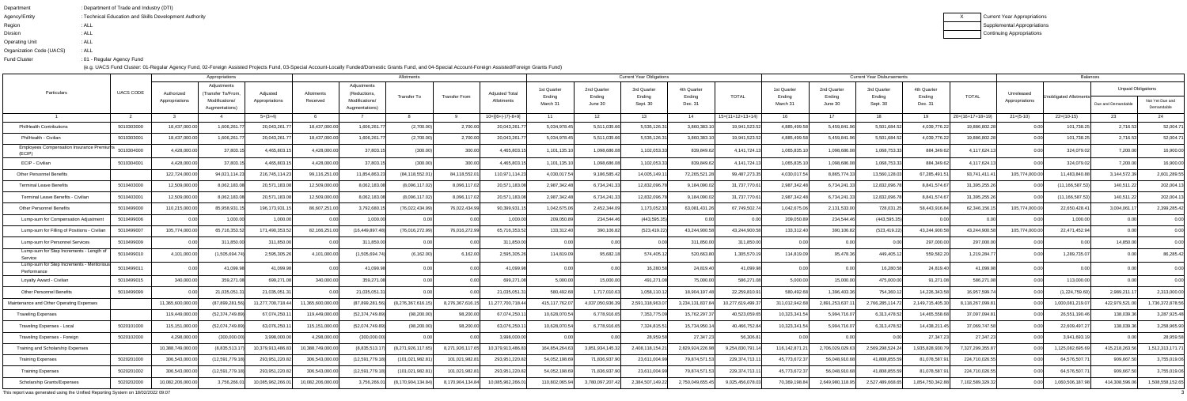Department : Department of Trade and Industry (DTI)

Agency/Entity : Technical Education and Skills Development Authority

Region : ALL

Division : ALL

Operating Unit : ALL

Organization Code (UACS) : ALL

Fund Cluster : 01 - Regular Agency Fund

(e.g. UACS Fund Cluster: 01-Regular Agency Fund, 02-Foreign Assisted Projects Fund, 03-Special Account-Locally Funded/Domestic Grants Fund, and 04-Special Account-Foreign Assisted/Foreign Grants Fund)

| X | Current Year Appropriations |
|---|---|
| | Supplemental Appropriations |
| | Continuing Appropriations |

| Particulars | UACS CODE | Appropriations | | | Allotments | | | | | Current Year Obligations | | | | | Current Year Disbursements | | | | | Balances | | | |
|---|---|---|---|---|---|---|---|---|---|---|---|---|---|---|---|---|---|---|---|---|---|---|---|
| | | Authorized Appropriations | Adjustments (Transfer To/From, Modifications/ Augmentations) | Adjusted Appropriations | Allotments Received | Adjustments (Reductions, Modifications/ Augmentations) | Transfer To | Transfer From | Adjusted Total Allotments | 1st Quarter Ending March 31 | 2nd Quarter Ending June 30 | 3rd Quarter Ending Sept. 30 | 4th Quarter Ending Dec. 31 | TOTAL | 1st Quarter Ending March 31 | 2nd Quarter Ending June 30 | 3rd Quarter Ending Sept. 30 | 4th Quarter Ending Dec. 31 | TOTAL | Unreleased Appropriations | Unobligated Allotments | Unpaid Obligations | |
| | | | | | | | | | | | | | | | | | | | | | | Due and Demandable | Not Yet Due and Demandable |
| 1 | 2 | 3 | 4 | 5=(3+4) | 6 | 7 | 8 | 9 | 10=[{6+(-)7}-8+9] | 11 | 12 | 13 | 14 | 15=(11+12+13+14) | 16 | 17 | 18 | 19 | 20=(16+17+18+19) | 21=(5-10) | 22=(10-15) | 23 | 24 |
| PhilHealth Contributions | 5010303000 | 18,437,000.00 | 1,606,261.77 | 20,043,261.77 | 18,437,000.00 | 1,606,261.77 | (2,700.00) | 2,700.00 | 20,043,261.77 | 5,034,978.45 | 5,511,035.66 | 5,535,126.31 | 3,860,383.10 | 19,941,523.52 | 4,885,499.58 | 5,459,841.96 | 5,501,684.52 | 4,039,776.22 | 19,886,802.28 | 0.00 | 101,738.25 | 2,716.53 | 52,004.71 |
| PhilHealth - Civilian | 5010303001 | 18,437,000.00 | 1,606,261.77 | 20,043,261.77 | 18,437,000.00 | 1,606,261.77 | (2,700.00) | 2,700.00 | 20,043,261.77 | 5,034,978.45 | 5,511,035.66 | 5,535,126.31 | 3,860,383.10 | 19,941,523.52 | 4,885,499.58 | 5,459,841.96 | 5,501,684.52 | 4,039,776.22 | 19,886,802.28 | 0.00 | 101,738.25 | 2,716.53 | 52,004.71 |
| Employees Compensation Insurance Premiums (ECIP) | 5010304000 | 4,428,000.00 | 37,803.15 | 4,465,803.15 | 4,428,000.00 | 37,803.15 | (300.00) | 300.00 | 4,465,803.15 | 1,101,135.10 | 1,098,686.08 | 1,102,053.33 | 839,849.62 | 4,141,724.13 | 1,065,835.10 | 1,098,686.08 | 1,068,753.33 | 884,349.62 | 4,117,624.13 | 0.00 | 324,079.02 | 7,200.00 | 16,900.00 |
| ECIP - Civilian | 5010304001 | 4,428,000.00 | 37,803.15 | 4,465,803.15 | 4,428,000.00 | 37,803.15 | (300.00) | 300.00 | 4,465,803.15 | 1,101,135.10 | 1,098,686.08 | 1,102,053.33 | 839,849.62 | 4,141,724.13 | 1,065,835.10 | 1,098,686.08 | 1,068,753.33 | 884,349.62 | 4,117,624.13 | 0.00 | 324,079.02 | 7,200.00 | 16,900.00 |
| Other Personnel Benefits | | 122,724,000.00 | 94,021,114.23 | 216,745,114.23 | 99,116,251.00 | 11,854,863.23 | (84,118,552.01) | 84,118,552.01 | 110,971,114.23 | 4,030,017.54 | 9,186,585.42 | 14,005,149.11 | 72,265,521.28 | 99,487,273.35 | 4,030,017.54 | 8,865,774.33 | 13,560,128.03 | 67,285,491.51 | 93,741,411.41 | 105,774,000.00 | 11,483,840.88 | 3,144,572.39 | 2,601,289.55 |
| Terminal Leave Benefits | 5010403000 | 12,509,000.00 | 8,062,183.08 | 20,571,183.08 | 12,509,000.00 | 8,062,183.08 | (8,096,117.02) | 8,096,117.02 | 20,571,183.08 | 2,987,342.48 | 6,734,241.33 | 12,832,096.78 | 9,184,090.02 | 31,737,770.61 | 2,987,342.48 | 6,734,241.33 | 12,832,096.78 | 8,841,574.67 | 31,395,255.26 | 0.00 | (11,166,587.53) | 140,511.22 | 202,004.13 |
| Terminal Leave Benefits - Civilian | 5010403001 | 12,509,000.00 | 8,062,183.08 | 20,571,183.08 | 12,509,000.00 | 8,062,183.08 | (8,096,117.02) | 8,096,117.02 | 20,571,183.08 | 2,987,342.48 | 6,734,241.33 | 12,832,096.78 | 9,184,090.02 | 31,737,770.61 | 2,987,342.48 | 6,734,241.33 | 12,832,096.78 | 8,841,574.67 | 31,395,255.26 | 0.00 | (11,166,587.53) | 140,511.22 | 202,004.13 |
| Other Personnel Benefits | 5010499000 | 110,215,000.00 | 85,958,931.15 | 196,173,931.15 | 86,607,251.00 | 3,792,680.15 | (76,022,434.99) | 76,022,434.99 | 90,399,931.15 | 1,042,675.06 | 2,452,344.09 | 1,173,052.33 | 63,081,431.26 | 67,749,502.74 | 1,042,675.06 | 2,131,533.00 | 728,031.25 | 58,443,916.84 | 62,346,156.15 | 105,774,000.00 | 22,650,428.41 | 3,004,061.17 | 2,399,285.42 |
| Lump-sum for Compensation Adjustment | 5010499006 | 0.00 | 1,000.00 | 1,000.00 | 0.00 | 1,000.00 | 0.00 | 0.00 | 1,000.00 | 209,050.89 | 234,544.46 | (443,595.35) | 0.00 | 0.00 | 209,050.89 | 234,544.46 | (443,595.35) | 0.00 | 0.00 | 0.00 | 1,000.00 | 0.00 | 0.00 |
| Lump-sum for Filling of Positions - Civilian | 5010499007 | 105,774,000.00 | 65,716,353.52 | 171,490,353.52 | 82,166,251.00 | (16,449,897.48) | (76,016,272.99) | 76,016,272.99 | 65,716,353.52 | 133,312.40 | 390,106.82 | (523,419.22) | 43,244,900.58 | 43,244,900.58 | 133,312.40 | 390,106.82 | (523,419.22) | 43,244,900.58 | 43,244,900.58 | 105,774,000.00 | 22,471,452.94 | 0.00 | 0.00 |
| Lump-sum for Personnel Services | 5010499009 | 0.00 | 311,850.00 | 311,850.00 | 0.00 | 311,850.00 | 0.00 | 0.00 | 311,850.00 | 0.00 | 0.00 | 0.00 | 311,850.00 | 311,850.00 | 0.00 | 0.00 | 0.00 | 297,000.00 | 297,000.00 | 0.00 | 0.00 | 14,850.00 | 0.00 |
| Lump-sum for Step Increments - Length of Service | 5010499010 | 4,101,000.00 | (1,505,694.74) | 2,595,305.26 | 4,101,000.00 | (1,505,694.74) | (6,162.00) | 6,162.00 | 2,595,305.26 | 114,619.09 | 95,682.18 | 574,405.12 | 520,863.80 | 1,305,570.19 | 114,619.09 | 95,478.36 | 449,405.12 | 559,582.20 | 1,219,284.77 | 0.00 | 1,289,735.07 | 0.00 | 86,285.42 |
| Lump-sum for Step Increments - Meritorious Performance | 5010499011 | 0.00 | 41,099.98 | 41,099.98 | 0.00 | 41,099.98 | 0.00 | 0.00 | 41,099.98 | 0.00 | 0.00 | 16,280.58 | 24,819.40 | 41,099.98 | 0.00 | 0.00 | 16,280.58 | 24,819.40 | 41,099.98 | 0.00 | 0.00 | 0.00 | 0.00 |
| Loyalty Award - Civilian | 5010499015 | 340,000.00 | 359,271.08 | 699,271.08 | 340,000.00 | 359,271.08 | 0.00 | 0.00 | 699,271.08 | 5,000.00 | 15,000.00 | 491,271.08 | 75,000.00 | 586,271.08 | 5,000.00 | 15,000.00 | 475,000.00 | 91,271.08 | 586,271.08 | 0.00 | 113,000.00 | 0.00 | 0.00 |
| Other Personnel Benefits | 5010499099 | 0.00 | 21,035,051.31 | 21,035,051.31 | 0.00 | 21,035,051.31 | 0.00 | 0.00 | 21,035,051.31 | 580,492.68 | 1,717,010.63 | 1,058,110.12 | 18,904,197.48 | 22,259,810.91 | 580,492.68 | 1,396,403.36 | 754,360.12 | 14,226,343.58 | 16,957,599.74 | 0.00 | (1,224,759.60) | 2,989,211.17 | 2,313,000.00 |
| Maintenance and Other Operating Expenses | | 11,365,600,000.00 | (87,899,281.56) | 11,277,700,718.44 | 11,365,600,000.00 | (87,899,281.56) | (8,276,367,616.15) | 8,276,367,616.15 | 11,277,700,718.44 | 415,117,762.07 | 4,037,050,936.39 | 2,591,318,963.07 | 3,234,131,837.84 | 10,277,619,499.37 | 311,012,942.68 | 2,891,253,637.11 | 2,766,285,114.72 | 2,149,715,405.30 | 8,118,267,099.81 | 0.00 | 1,000,081,219.07 | 422,979,521.00 | 1,736,372,878.56 |
| Traveling Expenses | | 119,449,000.00 | (52,374,749.89) | 67,074,250.11 | 119,449,000.00 | (52,374,749.89) | (98,200.00) | 98,200.00 | 67,074,250.11 | 10,628,070.54 | 6,778,916.65 | 7,353,775.09 | 15,762,297.37 | 40,523,059.65 | 10,323,341.54 | 5,994,716.07 | 6,313,478.52 | 14,465,558.68 | 37,097,094.81 | 0.00 | 26,551,190.46 | 138,039.36 | 3,287,925.48 |
| Traveling Expenses - Local | 5020101000 | 115,151,000.00 | (52,074,749.89) | 63,076,250.11 | 115,151,000.00 | (52,074,749.89) | (98,200.00) | 98,200.00 | 63,076,250.11 | 10,628,070.54 | 6,778,916.65 | 7,324,815.51 | 15,734,950.14 | 40,466,752.84 | 10,323,341.54 | 5,994,716.07 | 6,313,478.52 | 14,438,211.45 | 37,069,747.58 | 0.00 | 22,609,497.27 | 138,039.36 | 3,258,965.90 |
| Traveling Expenses - Foreign | 5020102000 | 4,298,000.00 | (300,000.00) | 3,998,000.00 | 4,298,000.00 | (300,000.00) | 0.00 | 0.00 | 3,998,000.00 | 0.00 | 0.00 | 28,959.58 | 27,347.23 | 56,306.81 | 0.00 | 0.00 | 0.00 | 27,347.23 | 27,347.23 | 0.00 | 3,941,693.19 | 0.00 | 28,959.58 |
| Training and Scholarship Expenses | | 10,388,749,000.00 | (8,835,513.17) | 10,379,913,486.83 | 10,388,749,000.00 | (8,835,513.17) | (8,271,926,117.65) | 8,271,926,117.65 | 10,379,913,486.83 | 164,854,264.63 | 3,851,934,145.32 | 2,408,118,154.21 | 2,829,924,226.98 | 9,254,830,791.14 | 116,142,871.21 | 2,706,029,029.63 | 2,569,298,524.24 | 1,935,828,930.79 | 7,327,299,355.87 | 0.00 | 1,125,082,695.69 | 415,218,263.56 | 1,512,313,171.71 |
| Training Expenses | 5020201000 | 306,543,000.00 | (12,591,779.18) | 293,951,220.82 | 306,543,000.00 | (12,591,779.18) | (101,021,982.81) | 101,021,982.81 | 293,951,220.82 | 54,052,198.69 | 71,836,937.90 | 23,611,004.99 | 79,874,571.53 | 229,374,713.11 | 45,773,672.37 | 56,048,910.68 | 41,808,855.59 | 81,078,587.91 | 224,710,026.55 | 0.00 | 64,576,507.71 | 909,667.50 | 3,755,019.06 |
| Training Expenses | 5020201002 | 306,543,000.00 | (12,591,779.18) | 293,951,220.82 | 306,543,000.00 | (12,591,779.18) | (101,021,982.81) | 101,021,982.81 | 293,951,220.82 | 54,052,198.69 | 71,836,937.90 | 23,611,004.99 | 79,874,571.53 | 229,374,713.11 | 45,773,672.37 | 56,048,910.68 | 41,808,855.59 | 81,078,587.91 | 224,710,026.55 | 0.00 | 64,576,507.71 | 909,667.50 | 3,755,019.06 |
| Scholarship Grants/Expenses | 5020202000 | 10,082,206,000.00 | 3,756,266.01 | 10,085,962,266.01 | 10,082,206,000.00 | 3,756,266.01 | (8,170,904,134.84) | 8,170,904,134.84 | 10,085,962,266.01 | 110,802,065.94 | 3,780,097,207.42 | 2,384,507,149.22 | 2,750,049,655.45 | 9,025,456,078.03 | 70,369,198.84 | 2,649,980,118.95 | 2,527,489,668.65 | 1,854,750,342.88 | 7,102,589,329.32 | 0.00 | 1,060,506,187.98 | 414,308,596.06 | 1,508,558,152.65 |

This report was generated using the Unified Reporting System on 18/02/2022 09:07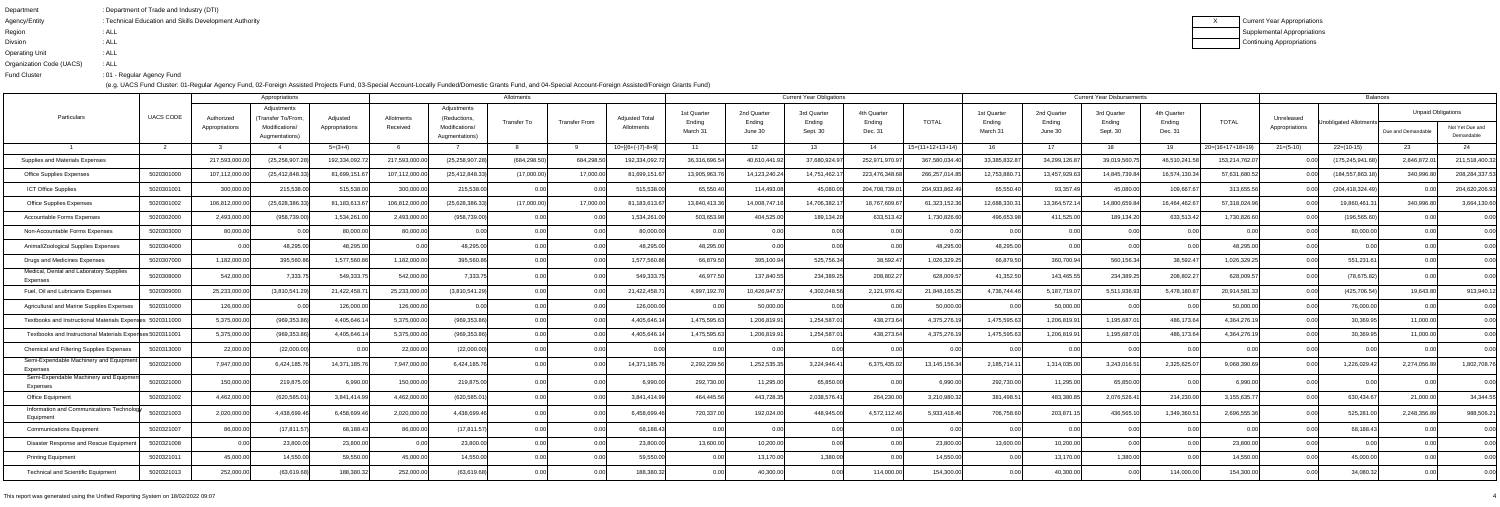Department : Department of Trade and Industry (DTI)
Agency/Entity : Technical Education and Skills Development Authority
Region : ALL
Division : ALL
Operating Unit : ALL
Organization Code (UACS) : ALL
Fund Cluster : 01 - Regular Agency Fund

(e.g. UACS Fund Cluster: 01-Regular Agency Fund, 02-Foreign Assisted Projects Fund, 03-Special Account-Locally Funded/Domestic Grants Fund, and 04-Special Account-Foreign Assisted/Foreign Grants Fund)

| X | Current Year Appropriations |
|---|---|
| | Supplemental Appropriations |
| | Continuing Appropriations |

| Particulars | UACS CODE | Appropriations | | | Allotments | | | | | Current Year Obligations | | | | | Current Year Disbursements | | | | | Balances | | | |
|---|---|---|---|---|---|---|---|---|---|---|---|---|---|---|---|---|---|---|---|---|---|---|---|
| | | Authorized Appropriations | Adjustments (Transfer To/From, Modifications/ Augmentations) | Adjusted Appropriations | Allotments Received | Adjustments (Reductions, Modifications/ Augmentations) | Transfer To | Transfer From | Adjusted Total Allotments | 1st Quarter Ending March 31 | 2nd Quarter Ending June 30 | 3rd Quarter Ending Sept. 30 | 4th Quarter Ending Dec. 31 | TOTAL | 1st Quarter Ending March 31 | 2nd Quarter Ending June 30 | 3rd Quarter Ending Sept. 30 | 4th Quarter Ending Dec. 31 | TOTAL | Unreleased Appropriations | Unobligated Allotments | Unpaid Obligations Due and Demandable | Unpaid Obligations Not Yet Due and Demandable |
| 1 | 2 | 3 | 4 | 5=(3+4) | 6 | 7 | 8 | 9 | 10=[{6+(-)7}-8+9] | 11 | 12 | 13 | 14 | 15=(11+12+13+14) | 16 | 17 | 18 | 19 | 20=(16+17+18+19) | 21=(5-10) | 22=(10-15) | 23 | 24 |
| Supplies and Materials Expenses | | 217,593,000.00 | (25,258,907.28) | 192,334,092.72 | 217,593,000.00 | (25,258,907.28) | (684,298.50) | 684,298.50 | 192,334,092.72 | 36,316,696.54 | 40,610,441.92 | 37,680,924.97 | 252,971,970.97 | 367,580,034.40 | 33,385,832.87 | 34,299,126.87 | 39,019,560.75 | 46,510,241.58 | 153,214,762.07 | 0.00 | (175,245,941.68) | 2,846,872.01 | 211,518,400.32 |
| Office Supplies Expenses | 5020301000 | 107,112,000.00 | (25,412,848.33) | 81,699,151.67 | 107,112,000.00 | (25,412,848.33) | (17,000.00) | 17,000.00 | 81,699,151.67 | 13,905,963.76 | 14,123,240.24 | 14,751,462.17 | 223,476,348.68 | 266,257,014.85 | 12,753,880.71 | 13,457,929.63 | 14,845,739.84 | 16,574,130.34 | 57,631,680.52 | 0.00 | (184,557,863.18) | 340,996.80 | 208,284,337.53 |
| ICT Office Supplies | 5020301001 | 300,000.00 | 215,538.00 | 515,538.00 | 300,000.00 | 215,538.00 | 0.00 | 0.00 | 515,538.00 | 65,550.40 | 114,493.08 | 45,080.00 | 204,708,739.01 | 204,933,862.49 | 65,550.40 | 93,357.49 | 45,080.00 | 109,667.67 | 313,655.56 | 0.00 | (204,418,324.49) | 0.00 | 204,620,206.93 |
| Office Supplies Expenses | 5020301002 | 106,812,000.00 | (25,628,386.33) | 81,183,613.67 | 106,812,000.00 | (25,628,386.33) | (17,000.00) | 17,000.00 | 81,183,613.67 | 13,840,413.36 | 14,008,747.16 | 14,706,382.17 | 18,767,609.67 | 61,323,152.36 | 12,688,330.31 | 13,364,572.14 | 14,800,659.84 | 16,464,462.67 | 57,318,024.96 | 0.00 | 19,860,461.31 | 340,996.80 | 3,664,130.60 |
| Accountable Forms Expenses | 5020302000 | 2,493,000.00 | (958,739.00) | 1,534,261.00 | 2,493,000.00 | (958,739.00) | 0.00 | 0.00 | 1,534,261.00 | 503,653.98 | 404,525.00 | 189,134.20 | 633,513.42 | 1,730,826.60 | 496,653.98 | 411,525.00 | 189,134.20 | 633,513.42 | 1,730,826.60 | 0.00 | (196,565.60) | 0.00 | 0.00 |
| Non-Accountable Forms Expenses | 5020303000 | 80,000.00 | 0.00 | 80,000.00 | 80,000.00 | 0.00 | 0.00 | 0.00 | 80,000.00 | 0.00 | 0.00 | 0.00 | 0.00 | 0.00 | 0.00 | 0.00 | 0.00 | 0.00 | 0.00 | 0.00 | 80,000.00 | 0.00 | 0.00 |
| Animal/Zoological Supplies Expenses | 5020304000 | 0.00 | 48,295.00 | 48,295.00 | 0.00 | 48,295.00 | 0.00 | 0.00 | 48,295.00 | 48,295.00 | 0.00 | 0.00 | 0.00 | 48,295.00 | 48,295.00 | 0.00 | 0.00 | 0.00 | 48,295.00 | 0.00 | 0.00 | 0.00 | 0.00 |
| Drugs and Medicines Expenses | 5020307000 | 1,182,000.00 | 395,560.86 | 1,577,560.86 | 1,182,000.00 | 395,560.86 | 0.00 | 0.00 | 1,577,560.86 | 66,879.50 | 395,100.94 | 525,756.34 | 38,592.47 | 1,026,329.25 | 66,879.50 | 360,700.94 | 560,156.34 | 38,592.47 | 1,026,329.25 | 0.00 | 551,231.61 | 0.00 | 0.00 |
| Medical, Dental and Laboratory Supplies Expenses | 5020308000 | 542,000.00 | 7,333.75 | 549,333.75 | 542,000.00 | 7,333.75 | 0.00 | 0.00 | 549,333.75 | 46,977.50 | 137,840.55 | 234,389.25 | 208,802.27 | 628,009.57 | 41,352.50 | 143,465.55 | 234,389.25 | 208,802.27 | 628,009.57 | 0.00 | (78,675.82) | 0.00 | 0.00 |
| Fuel, Oil and Lubricants Expenses | 5020309000 | 25,233,000.00 | (3,810,541.29) | 21,422,458.71 | 25,233,000.00 | (3,810,541.29) | 0.00 | 0.00 | 21,422,458.71 | 4,997,192.70 | 10,426,947.57 | 4,302,048.56 | 2,121,976.42 | 21,848,165.25 | 4,736,744.46 | 5,187,719.07 | 5,511,836.93 | 5,478,180.87 | 20,914,581.33 | 0.00 | (425,706.54) | 19,643.80 | 913,940.12 |
| Agricultural and Marine Supplies Expenses | 5020310000 | 126,000.00 | 0.00 | 126,000.00 | 126,000.00 | 0.00 | 0.00 | 0.00 | 126,000.00 | 0.00 | 50,000.00 | 0.00 | 0.00 | 50,000.00 | 0.00 | 50,000.00 | 0.00 | 0.00 | 50,000.00 | 0.00 | 76,000.00 | 0.00 | 0.00 |
| Textbooks and Instructional Materials Expenses | 5020311000 | 5,375,000.00 | (969,353.86) | 4,405,646.14 | 5,375,000.00 | (969,353.86) | 0.00 | 0.00 | 4,405,646.14 | 1,475,595.63 | 1,206,819.91 | 1,254,587.01 | 438,273.64 | 4,375,276.19 | 1,475,595.63 | 1,206,819.91 | 1,195,687.01 | 486,173.64 | 4,364,276.19 | 0.00 | 30,369.95 | 11,000.00 | 0.00 |
| Textbooks and Instructional Materials Expenses | 5020311001 | 5,375,000.00 | (969,353.86) | 4,405,646.14 | 5,375,000.00 | (969,353.86) | 0.00 | 0.00 | 4,405,646.14 | 1,475,595.63 | 1,206,819.91 | 1,254,587.01 | 438,273.64 | 4,375,276.19 | 1,475,595.63 | 1,206,819.91 | 1,195,687.01 | 486,173.64 | 4,364,276.19 | 0.00 | 30,369.95 | 11,000.00 | 0.00 |
| Chemical and Filtering Supplies Expenses | 5020313000 | 22,000.00 | (22,000.00) | 0.00 | 22,000.00 | (22,000.00) | 0.00 | 0.00 | 0.00 | 0.00 | 0.00 | 0.00 | 0.00 | 0.00 | 0.00 | 0.00 | 0.00 | 0.00 | 0.00 | 0.00 | 0.00 | 0.00 | 0.00 |
| Semi-Expendable Machinery and Equipment Expenses | 5020321000 | 7,947,000.00 | 6,424,185.76 | 14,371,185.76 | 7,947,000.00 | 6,424,185.76 | 0.00 | 0.00 | 14,371,185.76 | 2,292,239.56 | 1,252,535.35 | 3,224,946.41 | 6,375,435.02 | 13,145,156.34 | 2,185,714.11 | 1,314,035.00 | 3,243,016.51 | 2,325,625.07 | 9,068,390.69 | 0.00 | 1,226,029.42 | 2,274,056.89 | 1,802,708.76 |
| Semi-Expendable Machinery and Equipment Expenses | 5020321001 | 150,000.00 | 219,875.00 | 6,990.00 | 150,000.00 | 219,875.00 | 0.00 | 0.00 | 6,990.00 | 292,730.00 | 11,295.00 | 65,850.00 | 0.00 | 6,990.00 | 292,730.00 | 11,295.00 | 65,850.00 | 0.00 | 6,990.00 | 0.00 | 0.00 | 0.00 | 0.00 |
| Office Equipment | 5020321002 | 4,462,000.00 | (620,585.01) | 3,841,414.99 | 4,462,000.00 | (620,585.01) | 0.00 | 0.00 | 3,841,414.99 | 464,445.56 | 443,728.35 | 2,038,576.41 | 264,230.00 | 3,210,980.32 | 381,498.51 | 483,380.85 | 2,076,526.41 | 214,230.00 | 3,155,635.77 | 0.00 | 630,434.67 | 21,000.00 | 34,344.55 |
| Information and Communications Technology Equipment | 5020321003 | 2,020,000.00 | 4,438,699.46 | 6,458,699.46 | 2,020,000.00 | 4,438,699.46 | 0.00 | 0.00 | 6,458,699.46 | 720,337.00 | 192,024.00 | 448,945.00 | 4,572,112.46 | 5,933,418.46 | 706,758.60 | 203,871.15 | 436,565.10 | 1,349,360.51 | 2,696,555.36 | 0.00 | 525,281.00 | 2,248,356.89 | 988,506.21 |
| Communications Equipment | 5020321007 | 86,000.00 | (17,811.57) | 68,188.43 | 86,000.00 | (17,811.57) | 0.00 | 0.00 | 68,188.43 | 0.00 | 0.00 | 0.00 | 0.00 | 0.00 | 0.00 | 0.00 | 0.00 | 0.00 | 0.00 | 0.00 | 68,188.43 | 0.00 | 0.00 |
| Disaster Response and Rescue Equipment | 5020321008 | 0.00 | 23,800.00 | 23,800.00 | 0.00 | 23,800.00 | 0.00 | 0.00 | 23,800.00 | 13,600.00 | 10,200.00 | 0.00 | 0.00 | 23,800.00 | 13,600.00 | 10,200.00 | 0.00 | 0.00 | 23,800.00 | 0.00 | 0.00 | 0.00 | 0.00 |
| Printing Equipment | 5020321011 | 45,000.00 | 14,550.00 | 59,550.00 | 45,000.00 | 14,550.00 | 0.00 | 0.00 | 59,550.00 | 0.00 | 13,170.00 | 1,380.00 | 0.00 | 14,550.00 | 0.00 | 13,170.00 | 1,380.00 | 0.00 | 14,550.00 | 0.00 | 45,000.00 | 0.00 | 0.00 |
| Technical and Scientific Equipment | 5020321013 | 252,000.00 | (63,619.68) | 188,380.32 | 252,000.00 | (63,619.68) | 0.00 | 0.00 | 188,380.32 | 0.00 | 40,300.00 | 0.00 | 114,000.00 | 154,300.00 | 0.00 | 40,300.00 | 0.00 | 114,000.00 | 154,300.00 | 0.00 | 34,080.32 | 0.00 | 0.00 |

This report was generated using the Unified Reporting System on 18/02/2022 09:07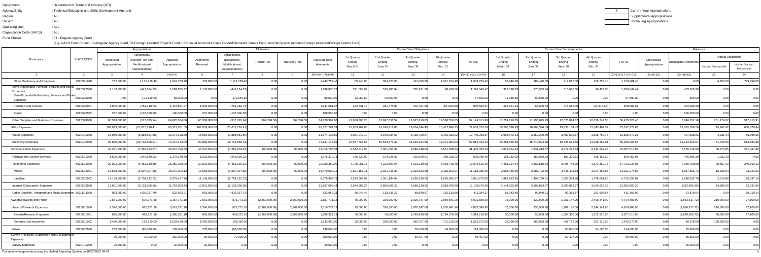Department : Department of Trade and Industry (DTI)
Agency/Entity : Technical Education and Skills Development Authority
Region : ALL
Division : ALL
Operating Unit : ALL
Organization Code (UACS) : ALL
Fund Cluster : 01 - Regular Agency Fund

(e.g. UACS Fund Cluster: 01-Regular Agency Fund, 02-Foreign Assisted Projects Fund, 03-Special Account-Locally Funded/Domestic Grants Fund, and 04-Special Account-Foreign Assisted/Foreign Grants Fund)

| X | Current Year Appropriations |
|---|---|
| | Supplemental Appropriations |
| | Continuing Appropriations |

| Particulars | UACS CODE | Appropriations | | | Allotments | | | | | Current Year Obligations | | | | | Current Year Disbursements | | | | | Balances | | | |
|---|---|---|---|---|---|---|---|---|---|---|---|---|---|---|---|---|---|---|---|---|---|---|---|
| | | Authorized Appropriations | Adjustments (Transfer To/From, Modifications/ Augmentations) | Adjusted Appropriations | Allotments Received | Adjustments (Reductions, Modifications/ Augmentations) | Transfer To | Transfer From | Adjusted Total Allotments | 1st Quarter Ending March 31 | 2nd Quarter Ending June 30 | 3rd Quarter Ending Sept. 30 | 4th Quarter Ending Dec. 31 | TOTAL | 1st Quarter Ending March 31 | 2nd Quarter Ending June 30 | 3rd Quarter Ending Sept. 30 | 4th Quarter Ending Dec. 31 | TOTAL | Unreleased Appropriations | Unobligated Allotments | Unpaid Obligations | |
| | | | | | | | | | | | | | | | | | | | | | | Due and Demandable | Not Yet Due and Demandable |
| 1 | 2 | 3 | 4 | 5=(3+4) | 6 | 7 | 8 | 9 | 10=[{6+(-)7}-8+9] | 11 | 12 | 13 | 14 | 15=(11+12+13+14) | 16 | 17 | 18 | 19 | 20=(16+17+18+19) | 21=(5-10) | 22=(10-15) | 23 | 24 |
| Other Machinery and Equipment | 5020321099 | 782,000.00 | 1,161,759.40 | 1,943,759.40 | 782,000.00 | 1,161,759.40 | 0.00 | 0.00 | 1,943,759.40 | 55,940.00 | 384,420.00 | 412,085.00 | 1,091,314.40 | 1,943,759.40 | 55,940.00 | 384,420.00 | 412,085.00 | 306,756.40 | 1,159,201.40 | 0.00 | 0.00 | 4,700.00 | 779,858.00 |
| Semi-Expendable Furniture, Fixtures and Books Expenses | 5020322000 | 2,143,000.00 | (443,164.23) | 1,699,835.77 | 2,143,000.00 | (443,164.23) | 0.00 | 0.00 | 1,699,835.77 | 321,598.63 | 515,780.84 | 370,791.00 | 88,479.00 | 1,296,649.47 | 321,598.63 | 270,905.84 | 615,666.00 | 88,479.00 | 1,296,649.47 | 0.00 | 403,186.30 | 0.00 | 0.00 |
| Semi-Expendable Furniture, Fixtures and Books Expenses | 5020322000 | 0.00 | 172,649.50 | 58,000.00 | 0.00 | 172,649.50 | 0.00 | 0.00 | 58,000.00 | 72,989.50 | 99,660.00 | 0.00 | 0.00 | 57,500.00 | 72,989.50 | 99,660.00 | 0.00 | 0.00 | 57,500.00 | 0.00 | 500.00 | 0.00 | 0.00 |
| Furniture and Fixtures | 5020322001 | 1,906,000.00 | (761,318.73) | 1,144,681.27 | 1,906,000.00 | (761,318.73) | 0.00 | 0.00 | 1,144,681.27 | 222,631.13 | 311,475.84 | 370,791.00 | (64,315.00) | 840,582.97 | 222,631.13 | 66,600.84 | 615,666.00 | (64,315.00) | 840,582.97 | 0.00 | 304,098.30 | 0.00 | 0.00 |
| Books | 5020322002 | 237,000.00 | (137,000.00) | 100,000.00 | 237,000.00 | (137,000.00) | 0.00 | 0.00 | 100,000.00 | 0.00 | 0.00 | 0.00 | 0.00 | 0.00 | 0.00 | 0.00 | 0.00 | 0.00 | 0.00 | 0.00 | 100,000.00 | 0.00 | 0.00 |
| Other Supplies and Materials Expenses | 5020399000 | 65,338,000.00 | (517,635.94) | 64,820,364.06 | 65,338,000.00 | (517,635.94) | (667,298.50) | 667,298.50 | 64,820,364.06 | 12,658,300.28 | 12,097,651.52 | 12,827,810.00 | 19,590,550.05 | 57,174,311.88 | 11,259,118.35 | 11,896,025.93 | 12,623,834.67 | 20,676,744.50 | 56,455,723.45 | 0.00 | 7,646,052.18 | 201,174.52 | 517,413.91 |
| Utility Expenses | | 107,939,000.00 | (21,617,718.41) | 86,321,281.59 | 107,939,000.00 | (21,617,718.41) | 0.00 | 0.00 | 86,321,281.59 | 18,669,769.85 | 18,616,211.06 | 19,954,644.43 | 15,417,996.75 | 72,658,622.09 | 18,260,388.93 | 18,868,394.09 | 19,836,134.42 | 15,047,462.39 | 72,012,379.83 | 0.00 | 13,662,659.50 | 45,762.42 | 600,479.84 |
| Water Expenses | 5020401000 | 15,059,000.00 | (1,884,861.50) | 13,174,138.50 | 15,059,000.00 | (1,884,861.50) | 0.00 | 0.00 | 13,174,138.50 | 3,081,942.19 | 3,079,634.69 | 3,438,709.87 | 3,146,012.92 | 12,746,299.67 | 2,995,872.43 | 3,150,299.49 | 3,400,500.87 | 3,108,799.48 | 12,655,472.27 | 0.00 | 427,838.83 | 4,031.44 | 86,795.96 |
| Electricity Expenses | 5020402000 | 92,880,000.00 | (19,732,856.91) | 73,147,143.09 | 92,880,000.00 | (19,732,856.91) | 0.00 | 0.00 | 73,147,143.09 | 15,587,827.66 | 15,536,576.37 | 16,515,934.56 | 12,271,983.83 | 59,912,322.42 | 15,264,516.50 | 15,718,094.60 | 16,435,633.55 | 11,938,662.91 | 59,356,907.56 | 0.00 | 13,234,820.67 | 41,730.98 | 513,683.88 |
| Communication Expenses | | 46,281,000.00 | (7,265,203.67) | 39,015,796.33 | 46,281,000.00 | (7,265,203.67) | (90,000.00) | 90,000.00 | 39,015,796.33 | 8,542,912.90 | 7,381,653.97 | 6,989,440.83 | 8,531,048.64 | 31,445,056.34 | 7,846,954.34 | 7,837,213.57 | 6,972,276.84 | 8,441,069.28 | 31,097,514.03 | 0.00 | 7,570,739.99 | 66,474.85 | 281,067.46 |
| Postage and Courier Services | 5020501000 | 1,625,000.00 | (249,629.22) | 1,375,370.78 | 1,625,000.00 | (249,629.22) | 0.00 | 0.00 | 1,375,370.78 | 156,332.02 | 164,928.83 | 192,309.61 | 386,215.02 | 899,785.48 | 154,382.02 | 166,878.83 | 192,309.61 | 385,182.59 | 898,753.05 | 0.00 | 475,585.30 | 1,032.43 | 0.00 |
| Telephone Expenses | 5020502000 | 29,802,000.00 | (4,451,630.10) | 25,350,369.90 | 29,802,000.00 | (4,451,630.10) | (90,000.00) | 90,000.00 | 25,350,369.90 | 4,775,051.15 | 4,222,590.64 | 4,023,219.83 | 4,983,748.78 | 18,004,610.40 | 4,481,324.94 | 4,380,510.76 | 3,998,748.39 | 4,873,350.76 | 17,733,934.85 | 0.00 | 7,345,759.50 | 20,857.42 | 249,818.13 |
| Mobile | 5020502001 | 18,668,000.00 | (1,697,097.88) | 16,970,902.12 | 18,668,000.00 | (1,697,097.88) | 0.00 | 0.00 | 16,970,902.12 | 2,681,153.11 | 2,921,445.80 | 2,392,583.58 | 3,118,152.91 | 11,113,335.40 | 2,593,440.99 | 2,887,772.45 | 2,445,403.53 | 3,094,658.86 | 11,021,275.83 | 0.00 | 5,857,566.72 | 18,838.54 | 73,221.03 |
| Landline | 5020502002 | 11,134,000.00 | (2,754,532.22) | 8,379,467.78 | 11,134,000.00 | (2,754,532.22) | 0.00 | 0.00 | 8,379,467.78 | 2,093,898.04 | 1,301,144.84 | 1,630,636.25 | 1,865,595.87 | 6,891,275.00 | 1,887,883.95 | 1,492,738.31 | 1,553,344.86 | 1,778,691.90 | 6,712,659.02 | 0.00 | 1,488,192.78 | 2,018.88 | 176,597.10 |
| Internet Subscription Expenses | 5020503000 | 13,901,000.00 | (2,133,906.56) | 11,767,093.44 | 13,901,000.00 | (2,133,906.56) | 0.00 | 0.00 | 11,767,093.44 | 3,544,586.25 | 2,860,698.23 | 2,685,320.82 | 3,018,970.99 | 12,109,576.29 | 3,144,303.90 | 3,196,874.67 | 2,690,853.27 | 3,020,928.36 | 12,052,960.20 | 0.00 | (342,482.85) | 44,585.00 | 12,031.09 |
| Cable, Satellite, Telegraph and Radio Expenses | 5020504000 | 953,000.00 | (430,037.79) | 522,962.21 | 953,000.00 | (430,037.79) | 0.00 | 0.00 | 522,962.21 | 66,943.48 | 113,436.27 | 88,590.57 | 162,113.85 | 431,084.17 | 66,943.48 | 92,949.31 | 90,365.57 | 161,607.57 | 411,865.93 | 0.00 | 91,878.04 | 0.00 | 19,218.24 |
| Awards/Rewards and Prizes | | 2,581,000.00 | 576,771.18 | 3,157,771.18 | 2,581,000.00 | 576,771.18 | (2,369,000.00) | 2,369,000.00 | 3,157,771.18 | 75,000.00 | 330,000.00 | 2,026,747.00 | 2,569,841.90 | 5,001,588.90 | 75,000.00 | 330,000.00 | 1,951,147.00 | 2,408,341.90 | 4,764,488.90 | 0.00 | (1,843,817.72) | 210,000.00 | 27,100.00 |
| Awards/Rewards Expenses | 5020601000 | 2,346,000.00 | 672,771.18 | 3,018,771.18 | 2,346,000.00 | 672,771.18 | (2,369,000.00) | 2,369,000.00 | 3,018,771.18 | 75,000.00 | 330,000.00 | 1,976,747.00 | 2,505,841.90 | 4,887,588.90 | 75,000.00 | 330,000.00 | 1,901,147.00 | 2,344,341.90 | 4,650,488.90 | 0.00 | (1,868,817.72) | 210,000.00 | 27,100.00 |
| Awards/Rewards Expenses | 5020601001 | 896,000.00 | 489,321.18 | 1,385,321.18 | 896,000.00 | 489,321.18 | (2,369,000.00) | 2,369,000.00 | 1,385,321.18 | 50,000.00 | 50,000.00 | 1,429,990.00 | 1,784,726.90 | 3,314,716.90 | 50,000.00 | 50,000.00 | 1,354,390.00 | 1,753,226.90 | 3,207,616.90 | 0.00 | (1,929,395.72) | 80,000.00 | 27,100.00 |
| Rewards and Incentives | 5020601002 | 1,450,000.00 | 183,450.00 | 1,633,450.00 | 1,450,000.00 | 183,450.00 | 0.00 | 0.00 | 1,633,450.00 | 25,000.00 | 280,000.00 | 546,757.00 | 721,115.00 | 1,572,872.00 | 25,000.00 | 280,000.00 | 546,757.00 | 591,115.00 | 1,442,872.00 | 0.00 | 60,578.00 | 130,000.00 | 0.00 |
| Prizes | 5020602000 | 235,000.00 | (96,000.00) | 139,000.00 | 235,000.00 | (96,000.00) | 0.00 | 0.00 | 139,000.00 | 0.00 | 0.00 | 50,000.00 | 64,000.00 | 114,000.00 | 0.00 | 0.00 | 50,000.00 | 64,000.00 | 114,000.00 | 0.00 | 25,000.00 | 0.00 | 0.00 |
| Survey, Research, Exploration and Development Expenses | | 80,000.00 | 70,000.00 | 150,000.00 | 80,000.00 | 70,000.00 | 0.00 | 0.00 | 150,000.00 | 0.00 | 0.00 | 69,407.00 | 0.00 | 69,407.00 | 0.00 | 0.00 | 69,407.00 | 0.00 | 69,407.00 | 0.00 | 80,593.00 | 0.00 | 0.00 |
| Survey Expenses | 5020701000 | 20,000.00 | 0.00 | 20,000.00 | 20,000.00 | 0.00 | 0.00 | 0.00 | 20,000.00 | 0.00 | 0.00 | 0.00 | 0.00 | 0.00 | 0.00 | 0.00 | 0.00 | 0.00 | 0.00 | 0.00 | 20,000.00 | 0.00 | 0.00 |

This report was generated using the Unified Reporting System on 18/02/2022 09:07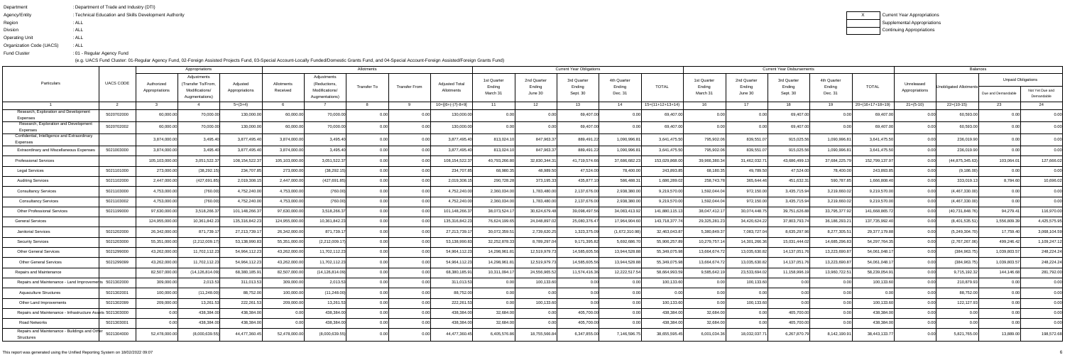| Department | : Department of Trade and Industry (DTI) |
|---|---|
| Agency/Entity | : Technical Education and Skills Development Authority |
| Region | : ALL |
| Division | : ALL |
| Operating Unit | : ALL |
| Organization Code (UACS) | : ALL |
| Fund Cluster | : 01 - Regular Agency Fund |

(e.g. UACS Fund Cluster: 01-Regular Agency Fund, 02-Foreign Assisted Projects Fund, 03-Special Account-Locally Funded/Domestic Grants Fund, and 04-Special Account-Foreign Assisted/Foreign Grants Fund)

| X | Current Year Appropriations |
|---|---|
| | Supplemental Appropriations |
| | Continuing Appropriations |

| Particulars | UACS CODE | Appropriations | | | Allotments | | | | | Current Year Obligations | | | | | Current Year Disbursements | | | | | Balances | | | |
|---|---|---|---|---|---|---|---|---|---|---|---|---|---|---|---|---|---|---|---|---|---|---|---|
| | | Authorized Appropriations | Adjustments (Transfer To/From, Modifications/ Augmentations) | Adjusted Appropriations | Allotments Received | Adjustments (Reductions, Modifications/ Augmentations) | Transfer To | Transfer From | Adjusted Total Allotments | 1st Quarter Ending March 31 | 2nd Quarter Ending June 30 | 3rd Quarter Ending Sept. 30 | 4th Quarter Ending Dec. 31 | TOTAL | 1st Quarter Ending March 31 | 2nd Quarter Ending June 30 | 3rd Quarter Ending Sept. 30 | 4th Quarter Ending Dec. 31 | TOTAL | Unreleased Appropriations | Unobligated Allotments | Unpaid Obligations | |
| | | | | | | | | | | | | | | | | | | | | | | Due and Demandable | Not Yet Due and Demandable |
| 1 | 2 | 3 | 4 | 5=(3+4) | 6 | 7 | 8 | 9 | 10=[{6+(-)7}-8+9] | 11 | 12 | 13 | 14 | 15=(11+12+13+14) | 16 | 17 | 18 | 19 | 20=(16+17+18+19) | 21=(5-10) | 22=(10-15) | 23 | 24 |
| Research, Exploration and Development Expenses | 5020702000 | 60,000.00 | 70,000.00 | 130,000.00 | 60,000.00 | 70,000.00 | 0.00 | 0.00 | 130,000.00 | 0.00 | 0.00 | 69,407.00 | 0.00 | 69,407.00 | 0.00 | 0.00 | 69,407.00 | 0.00 | 69,407.00 | 0.00 | 60,593.00 | 0.00 | 0.00 |
| Research, Exploration and Development Expenses | 5020702002 | 60,000.00 | 70,000.00 | 130,000.00 | 60,000.00 | 70,000.00 | 0.00 | 0.00 | 130,000.00 | 0.00 | 0.00 | 69,407.00 | 0.00 | 69,407.00 | 0.00 | 0.00 | 69,407.00 | 0.00 | 69,407.00 | 0.00 | 60,593.00 | 0.00 | 0.00 |
| Confidential, Intelligence and Extraordinary Expenses | | 3,874,000.00 | 3,495.40 | 3,877,495.40 | 3,874,000.00 | 3,495.40 | 0.00 | 0.00 | 3,877,495.40 | 813,024.10 | 847,963.37 | 889,491.22 | 1,090,996.81 | 3,641,475.50 | 795,902.06 | 839,551.07 | 915,025.56 | 1,090,996.81 | 3,641,475.50 | 0.00 | 236,019.90 | 0.00 | 0.00 |
| Extraordinary and Miscellaneous Expenses | 5021003000 | 3,874,000.00 | 3,495.40 | 3,877,495.40 | 3,874,000.00 | 3,495.40 | 0.00 | 0.00 | 3,877,495.40 | 813,024.10 | 847,963.37 | 889,491.22 | 1,090,996.81 | 3,641,475.50 | 795,902.06 | 839,551.07 | 915,025.56 | 1,090,996.81 | 3,641,475.50 | 0.00 | 236,019.90 | 0.00 | 0.00 |
| Professional Services | | 105,103,000.00 | 3,051,522.37 | 108,154,522.37 | 105,103,000.00 | 3,051,522.37 | 0.00 | 0.00 | 108,154,522.37 | 40,793,260.80 | 32,830,344.31 | 41,719,574.66 | 37,686,682.23 | 153,029,868.00 | 39,968,380.34 | 31,462,032.71 | 43,686,499.13 | 37,684,225.79 | 152,799,137.97 | 0.00 | (44,875,345.63) | 103,064.01 | 127,666.02 |
| Legal Services | 5021101000 | 273,000.00 | (38,292.15) | 234,707.85 | 273,000.00 | (38,292.15) | 0.00 | 0.00 | 234,707.85 | 68,980.35 | 48,989.50 | 47,524.00 | 78,400.00 | 243,893.85 | 68,180.35 | 49,789.50 | 47,524.00 | 78,400.00 | 243,893.85 | 0.00 | (9,186.00) | 0.00 | 0.00 |
| Auditing Services | 5021102000 | 2,447,000.00 | (427,691.85) | 2,019,308.15 | 2,447,000.00 | (427,691.85) | 0.00 | 0.00 | 2,019,308.15 | 290,728.28 | 373,195.33 | 435,877.10 | 586,488.31 | 1,686,289.02 | 258,743.78 | 365,644.46 | 451,632.31 | 590,787.85 | 1,666,808.40 | 0.00 | 333,019.13 | 8,784.60 | 10,696.02 |
| Consultancy Services | 5021103000 | 4,753,000.00 | (760.00) | 4,752,240.00 | 4,753,000.00 | (760.00) | 0.00 | 0.00 | 4,752,240.00 | 2,360,034.00 | 1,783,480.00 | 2,137,676.00 | 2,938,380.00 | 9,219,570.00 | 1,592,044.04 | 972,150.00 | 3,435,715.94 | 3,219,660.02 | 9,219,570.00 | 0.00 | (4,467,330.00) | 0.00 | 0.00 |
| Consultancy Services | 5021103002 | 4,753,000.00 | (760.00) | 4,752,240.00 | 4,753,000.00 | (760.00) | 0.00 | 0.00 | 4,752,240.00 | 2,360,034.00 | 1,783,480.00 | 2,137,676.00 | 2,938,380.00 | 9,219,570.00 | 1,592,044.04 | 972,150.00 | 3,435,715.94 | 3,219,660.02 | 9,219,570.00 | 0.00 | (4,467,330.00) | 0.00 | 0.00 |
| Other Professional Services | 5021199000 | 97,630,000.00 | 3,518,266.37 | 101,148,266.37 | 97,630,000.00 | 3,518,266.37 | 0.00 | 0.00 | 101,148,266.37 | 38,073,524.17 | 30,624,679.48 | 39,098,497.56 | 34,083,413.92 | 141,880,115.13 | 38,047,412.17 | 30,074,448.75 | 39,751,626.88 | 33,795,377.92 | 141,668,865.72 | 0.00 | (40,731,848.76) | 94,279.41 | 116,970.00 |
| General Services | | 124,955,000.00 | 10,361,842.23 | 135,316,842.23 | 124,955,000.00 | 10,361,842.23 | 0.00 | 0.00 | 135,316,842.23 | 76,624,199.65 | 24,048,897.02 | 25,080,376.47 | 17,964,904.60 | 143,718,377.74 | 29,325,261.23 | 34,420,624.22 | 37,803,793.74 | 36,186,293.21 | 137,735,972.40 | 0.00 | (8,401,535.51) | 1,556,809.39 | 4,425,575.95 |
| Janitorial Services | 5021202000 | 26,342,000.00 | 871,739.17 | 27,213,739.17 | 26,342,000.00 | 871,739.17 | 0.00 | 0.00 | 27,213,739.17 | 30,072,359.51 | 2,739,620.25 | 1,323,375.09 | (1,672,310.98) | 32,463,043.87 | 5,380,849.37 | 7,083,727.04 | 8,635,297.96 | 8,277,305.51 | 29,377,179.88 | 0.00 | (5,249,304.70) | 17,759.40 | 3,068,104.59 |
| Security Services | 5021203000 | 55,351,000.00 | (2,212,009.17) | 53,138,990.83 | 55,351,000.00 | (2,212,009.17) | 0.00 | 0.00 | 53,138,990.83 | 32,252,878.33 | 8,789,297.04 | 9,171,395.82 | 5,692,686.70 | 55,906,257.89 | 10,279,757.14 | 14,301,266.36 | 15,031,444.02 | 14,685,296.83 | 54,297,764.35 | 0.00 | (2,767,267.06) | 499,246.42 | 1,109,247.12 |
| Other General Services | 5021299000 | 43,262,000.00 | 11,702,112.23 | 54,964,112.23 | 43,262,000.00 | 11,702,112.23 | 0.00 | 0.00 | 54,964,112.23 | 14,298,961.81 | 12,519,979.73 | 14,585,605.56 | 13,944,528.88 | 55,349,075.98 | 13,664,674.72 | 13,035,630.82 | 14,137,051.76 | 13,223,690.87 | 54,061,048.17 | 0.00 | (384,963.75) | 1,039,803.57 | 248,224.24 |
| Other General Services | 5021299099 | 43,262,000.00 | 11,702,112.23 | 54,964,112.23 | 43,262,000.00 | 11,702,112.23 | 0.00 | 0.00 | 54,964,112.23 | 14,298,961.81 | 12,519,979.73 | 14,585,605.56 | 13,944,528.88 | 55,349,075.98 | 13,664,674.72 | 13,035,630.82 | 14,137,051.76 | 13,223,690.87 | 54,061,048.17 | 0.00 | (384,963.75) | 1,039,803.57 | 248,224.24 |
| Repairs and Maintenance | | 82,507,000.00 | (14,126,814.09) | 68,380,185.91 | 82,507,000.00 | (14,126,814.09) | 0.00 | 0.00 | 68,380,185.91 | 10,311,094.17 | 24,556,965.52 | 11,574,416.36 | 12,222,517.54 | 58,664,993.59 | 9,585,642.19 | 23,533,694.02 | 11,158,996.19 | 13,960,722.51 | 58,239,054.91 | 0.00 | 9,715,192.32 | 144,146.68 | 281,792.00 |
| Repairs and Maintenance - Land Improvements | 5021302000 | 309,000.00 | 2,013.53 | 311,013.53 | 309,000.00 | 2,013.53 | 0.00 | 0.00 | 311,013.53 | 0.00 | 100,133.60 | 0.00 | 0.00 | 100,133.60 | 0.00 | 100,133.60 | 0.00 | 0.00 | 100,133.60 | 0.00 | 210,879.93 | 0.00 | 0.00 |
| Aquaculture Structures | 5021302001 | 100,000.00 | (11,248.00) | 88,752.00 | 100,000.00 | (11,248.00) | 0.00 | 0.00 | 88,752.00 | 0.00 | 0.00 | 0.00 | 0.00 | 0.00 | 0.00 | 0.00 | 0.00 | 0.00 | 0.00 | 0.00 | 88,752.00 | 0.00 | 0.00 |
| Other Land Improvements | 5021302099 | 209,000.00 | 13,261.53 | 222,261.53 | 209,000.00 | 13,261.53 | 0.00 | 0.00 | 222,261.53 | 0.00 | 100,133.60 | 0.00 | 0.00 | 100,133.60 | 0.00 | 100,133.60 | 0.00 | 0.00 | 100,133.60 | 0.00 | 122,127.93 | 0.00 | 0.00 |
| Repairs and Maintenance - Infrastructure Assets | 5021303000 | 0.00 | 438,384.00 | 438,384.00 | 0.00 | 438,384.00 | 0.00 | 0.00 | 438,384.00 | 32,684.00 | 0.00 | 405,700.00 | 0.00 | 438,384.00 | 32,684.00 | 0.00 | 405,700.00 | 0.00 | 438,384.00 | 0.00 | 0.00 | 0.00 | 0.00 |
| Road Networks | 5021303001 | 0.00 | 438,384.00 | 438,384.00 | 0.00 | 438,384.00 | 0.00 | 0.00 | 438,384.00 | 32,684.00 | 0.00 | 405,700.00 | 0.00 | 438,384.00 | 32,684.00 | 0.00 | 405,700.00 | 0.00 | 438,384.00 | 0.00 | 0.00 | 0.00 | 0.00 |
| Repairs and Maintenance - Buildings and Other Structures | 5021304000 | 52,478,000.00 | (8,000,639.55) | 44,477,360.45 | 52,478,000.00 | (8,000,639.55) | 0.00 | 0.00 | 44,477,360.45 | 6,405,576.86 | 18,755,566.84 | 6,347,855.00 | 7,146,596.75 | 38,655,595.45 | 6,001,034.36 | 18,032,037.71 | 6,267,870.79 | 8,142,190.91 | 38,443,133.77 | 0.00 | 5,821,765.00 | 13,889.00 | 198,572.68 |

This report was generated using the Unified Reporting System on 18/02/2022 09:07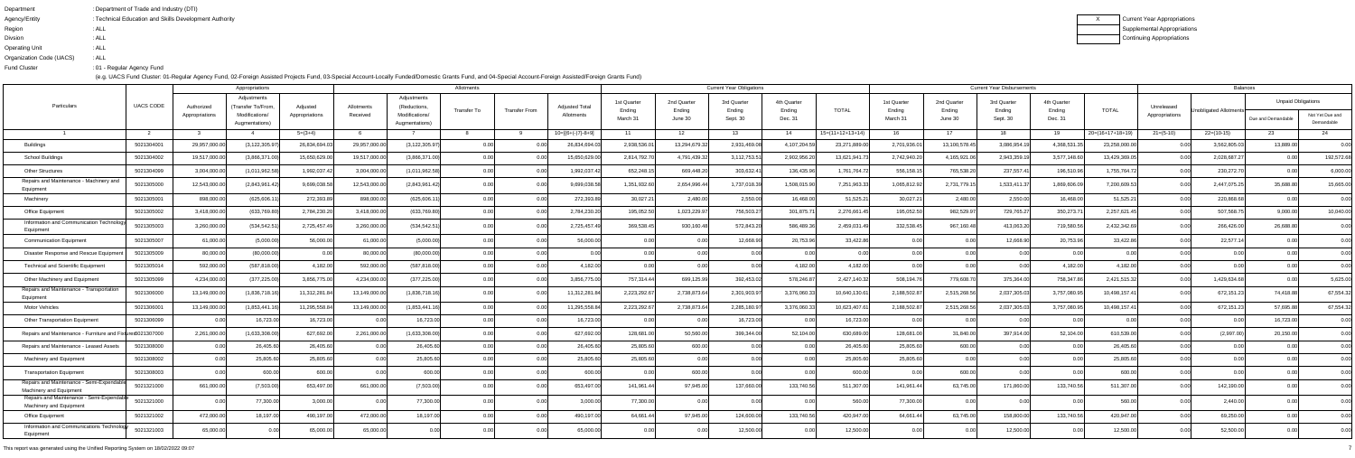Department : Department of Trade and Industry (DTI)

Agency/Entity : Technical Education and Skills Development Authority

Region : ALL

Division : ALL

Operating Unit : ALL

Organization Code (UACS) : ALL

Fund Cluster : 01 - Regular Agency Fund

(e.g. UACS Fund Cluster: 01-Regular Agency Fund, 02-Foreign Assisted Projects Fund, 03-Special Account-Locally Funded/Domestic Grants Fund, and 04-Special Account-Foreign Assisted/Foreign Grants Fund)

| X | Current Year Appropriations |
|---|---|
| | Supplemental Appropriations |
| | Continuing Appropriations |

| Particulars | UACS CODE | Appropriations | | | Allotments | | | | | Current Year Obligations | | | | | Current Year Disbursements | | | | | Balances | | | |
|---|---|---|---|---|---|---|---|---|---|---|---|---|---|---|---|---|---|---|---|---|---|---|---|
| | | Authorized Appropriations | Adjustments (Transfer To/From, Modifications/ Augmentations) | Adjusted Appropriations | Allotments Received | Adjustments (Reductions, Modifications/ Augmentations) | Transfer To | Transfer From | Adjusted Total Allotments | 1st Quarter Ending March 31 | 2nd Quarter Ending June 30 | 3rd Quarter Ending Sept. 30 | 4th Quarter Ending Dec. 31 | TOTAL | 1st Quarter Ending March 31 | 2nd Quarter Ending June 30 | 3rd Quarter Ending Sept. 30 | 4th Quarter Ending Dec. 31 | TOTAL | Unreleased Appropriations | Unobligated Allotments | Unpaid Obligations | |
| | | | | | | | | | | | | | | | | | | | | | | Due and Demandable | Not Yet Due and Demandable |
| 1 | 2 | 3 | 4 | 5=(3+4) | 6 | 7 | 8 | 9 | 10=[{6+(-)7}-8+9] | 11 | 12 | 13 | 14 | 15=(11+12+13+14) | 16 | 17 | 18 | 19 | 20=(16+17+18+19) | 21=(5-10) | 22=(10-15) | 23 | 24 |
| Buildings | 5021304001 | 29,957,000.00 | (3,122,305.97) | 26,834,694.03 | 29,957,000.00 | (3,122,305.97) | 0.00 | 0.00 | 26,834,694.03 | 2,938,536.01 | 13,294,679.32 | 2,931,469.08 | 4,107,204.59 | 23,271,889.00 | 2,701,936.01 | 13,100,578.45 | 3,086,954.19 | 4,368,531.35 | 23,258,000.00 | 0.00 | 3,562,805.03 | 13,889.00 | 0.00 |
| School Buildings | 5021304002 | 19,517,000.00 | (3,866,371.00) | 15,650,629.00 | 19,517,000.00 | (3,866,371.00) | 0.00 | 0.00 | 15,650,629.00 | 2,814,792.70 | 4,791,439.32 | 3,112,753.51 | 2,902,956.20 | 13,621,941.73 | 2,742,940.20 | 4,165,921.06 | 2,943,359.19 | 3,577,148.60 | 13,429,369.05 | 0.00 | 2,028,687.27 | 0.00 | 192,572.68 |
| Other Structures | 5021304099 | 3,004,000.00 | (1,011,962.58) | 1,992,037.42 | 3,004,000.00 | (1,011,962.58) | 0.00 | 0.00 | 1,992,037.42 | 652,248.15 | 669,448.20 | 303,632.41 | 136,435.96 | 1,761,764.72 | 556,158.15 | 765,538.20 | 237,557.41 | 196,510.96 | 1,755,764.72 | 0.00 | 230,272.70 | 0.00 | 6,000.00 |
| Repairs and Maintenance - Machinery and Equipment | 5021305000 | 12,543,000.00 | (2,843,961.42) | 9,699,038.58 | 12,543,000.00 | (2,843,961.42) | 0.00 | 0.00 | 9,699,038.58 | 1,351,932.60 | 2,654,996.44 | 1,737,018.39 | 1,508,015.80 | 7,251,963.33 | 1,065,812.92 | 2,731,779.15 | 1,533,411.37 | 1,869,606.09 | 7,200,609.53 | 0.00 | 2,447,075.25 | 35,688.80 | 15,665.00 |
| Machinery | 5021305001 | 898,000.00 | (625,606.11) | 272,393.89 | 898,000.00 | (625,606.11) | 0.00 | 0.00 | 272,393.89 | 30,027.21 | 2,480.00 | 2,550.00 | 16,468.00 | 51,525.21 | 30,027.21 | 2,480.00 | 2,550.00 | 16,468.00 | 51,525.21 | 0.00 | 220,868.68 | 0.00 | 0.00 |
| Office Equipment | 5021305002 | 3,418,000.00 | (633,769.80) | 2,784,230.20 | 3,418,000.00 | (633,769.80) | 0.00 | 0.00 | 2,784,230.20 | 195,052.50 | 1,023,229.97 | 756,503.27 | 301,875.71 | 2,276,661.45 | 195,052.50 | 982,529.97 | 729,765.27 | 350,273.71 | 2,257,621.45 | 0.00 | 507,568.75 | 9,000.00 | 10,040.00 |
| Information and Communication Technology Equipment | 5021305003 | 3,260,000.00 | (534,542.51) | 2,725,457.49 | 3,260,000.00 | (534,542.51) | 0.00 | 0.00 | 2,725,457.49 | 369,538.45 | 930,160.48 | 572,843.20 | 586,489.36 | 2,459,031.49 | 332,538.45 | 967,160.48 | 413,063.20 | 719,580.56 | 2,432,342.69 | 0.00 | 266,426.00 | 26,688.80 | 0.00 |
| Communication Equipment | 5021305007 | 61,000.00 | (5,000.00) | 56,000.00 | 61,000.00 | (5,000.00) | 0.00 | 0.00 | 56,000.00 | 0.00 | 0.00 | 12,668.90 | 20,753.96 | 33,422.86 | 0.00 | 0.00 | 12,668.90 | 20,753.96 | 33,422.86 | 0.00 | 22,577.14 | 0.00 | 0.00 |
| Disaster Response and Rescue Equipment | 5021305009 | 80,000.00 | (80,000.00) | 0.00 | 80,000.00 | (80,000.00) | 0.00 | 0.00 | 0.00 | 0.00 | 0.00 | 0.00 | 0.00 | 0.00 | 0.00 | 0.00 | 0.00 | 0.00 | 0.00 | 0.00 | 0.00 | 0.00 | 0.00 |
| Technical and Scientific Equipment | 5021305014 | 592,000.00 | (587,818.00) | 4,182.00 | 592,000.00 | (587,818.00) | 0.00 | 0.00 | 4,182.00 | 0.00 | 0.00 | 0.00 | 4,182.00 | 4,182.00 | 0.00 | 0.00 | 0.00 | 4,182.00 | 4,182.00 | 0.00 | 0.00 | 0.00 | 0.00 |
| Other Machinery and Equipment | 5021305099 | 4,234,000.00 | (377,225.00) | 3,856,775.00 | 4,234,000.00 | (377,225.00) | 0.00 | 0.00 | 3,856,775.00 | 757,314.44 | 699,125.99 | 392,453.02 | 578,246.87 | 2,427,140.32 | 508,194.76 | 779,608.70 | 375,364.00 | 758,347.86 | 2,421,515.32 | 0.00 | 1,429,634.68 | 0.00 | 5,625.00 |
| Repairs and Maintenance - Transportation Equipment | 5021306000 | 13,149,000.00 | (1,836,718.16) | 11,312,281.84 | 13,149,000.00 | (1,836,718.16) | 0.00 | 0.00 | 11,312,281.84 | 2,223,292.67 | 2,738,873.64 | 2,301,903.97 | 3,376,060.33 | 10,640,130.61 | 2,188,502.87 | 2,515,268.56 | 2,037,305.03 | 3,757,080.95 | 10,498,157.41 | 0.00 | 672,151.23 | 74,418.88 | 67,554.32 |
| Motor Vehicles | 5021306001 | 13,149,000.00 | (1,853,441.16) | 11,295,558.84 | 13,149,000.00 | (1,853,441.16) | 0.00 | 0.00 | 11,295,558.84 | 2,223,292.67 | 2,738,873.64 | 2,285,180.97 | 3,376,060.33 | 10,623,407.61 | 2,188,502.87 | 2,515,268.56 | 2,037,305.03 | 3,757,080.95 | 10,498,157.41 | 0.00 | 672,151.23 | 57,695.88 | 67,554.32 |
| Other Transportation Equipment | 5021306099 | 0.00 | 16,723.00 | 16,723.00 | 0.00 | 16,723.00 | 0.00 | 0.00 | 16,723.00 | 0.00 | 0.00 | 16,723.00 | 0.00 | 16,723.00 | 0.00 | 0.00 | 0.00 | 0.00 | 0.00 | 0.00 | 0.00 | 16,723.00 | 0.00 |
| Repairs and Maintenance - Furniture and Fixtures | 5021307000 | 2,261,000.00 | (1,633,308.00) | 627,692.00 | 2,261,000.00 | (1,633,308.00) | 0.00 | 0.00 | 627,692.00 | 128,681.00 | 50,560.00 | 399,344.00 | 52,104.00 | 630,689.00 | 128,681.00 | 31,640.00 | 397,914.00 | 52,104.00 | 610,539.00 | 0.00 | (2,997.00) | 20,150.00 | 0.00 |
| Repairs and Maintenance - Leased Assets | 5021308000 | 0.00 | 26,405.60 | 26,405.60 | 0.00 | 26,405.60 | 0.00 | 0.00 | 26,405.60 | 25,805.60 | 600.00 | 0.00 | 0.00 | 26,405.60 | 25,805.60 | 600.00 | 0.00 | 0.00 | 26,405.60 | 0.00 | 0.00 | 0.00 | 0.00 |
| Machinery and Equipment | 5021308002 | 0.00 | 25,805.60 | 25,805.60 | 0.00 | 25,805.60 | 0.00 | 0.00 | 25,805.60 | 25,805.60 | 0.00 | 0.00 | 0.00 | 25,805.60 | 25,805.60 | 0.00 | 0.00 | 0.00 | 25,805.60 | 0.00 | 0.00 | 0.00 | 0.00 |
| Transportation Equipment | 5021308003 | 0.00 | 600.00 | 600.00 | 0.00 | 600.00 | 0.00 | 0.00 | 600.00 | 0.00 | 600.00 | 0.00 | 0.00 | 600.00 | 0.00 | 600.00 | 0.00 | 0.00 | 600.00 | 0.00 | 0.00 | 0.00 | 0.00 |
| Repairs and Maintenance - Semi-Expendable Machinery and Equipment | 5021321000 | 661,000.00 | (7,503.00) | 653,497.00 | 661,000.00 | (7,503.00) | 0.00 | 0.00 | 653,497.00 | 141,961.44 | 97,945.00 | 137,660.00 | 133,740.56 | 511,307.00 | 141,961.44 | 63,745.00 | 171,860.00 | 133,740.56 | 511,307.00 | 0.00 | 142,190.00 | 0.00 | 0.00 |
| Repairs and Maintenance - Semi-Expendable Machinery and Equipment | 5021321000 | 0.00 | 77,300.00 | 3,000.00 | 0.00 | 77,300.00 | 0.00 | 0.00 | 3,000.00 | 77,300.00 | 0.00 | 0.00 | 0.00 | 560.00 | 77,300.00 | 0.00 | 0.00 | 0.00 | 560.00 | 0.00 | 2,440.00 | 0.00 | 0.00 |
| Office Equipment | 5021321002 | 472,000.00 | 18,197.00 | 490,197.00 | 472,000.00 | 18,197.00 | 0.00 | 0.00 | 490,197.00 | 64,661.44 | 97,945.00 | 124,600.00 | 133,740.56 | 420,947.00 | 64,661.44 | 63,745.00 | 158,800.00 | 133,740.56 | 420,947.00 | 0.00 | 69,250.00 | 0.00 | 0.00 |
| Information and Communications Technology Equipment | 5021321003 | 65,000.00 | 0.00 | 65,000.00 | 65,000.00 | 0.00 | 0.00 | 0.00 | 65,000.00 | 0.00 | 0.00 | 12,500.00 | 0.00 | 12,500.00 | 0.00 | 0.00 | 12,500.00 | 0.00 | 12,500.00 | 0.00 | 52,500.00 | 0.00 | 0.00 |

This report was generated using the Unified Reporting System on 18/02/2022 09:07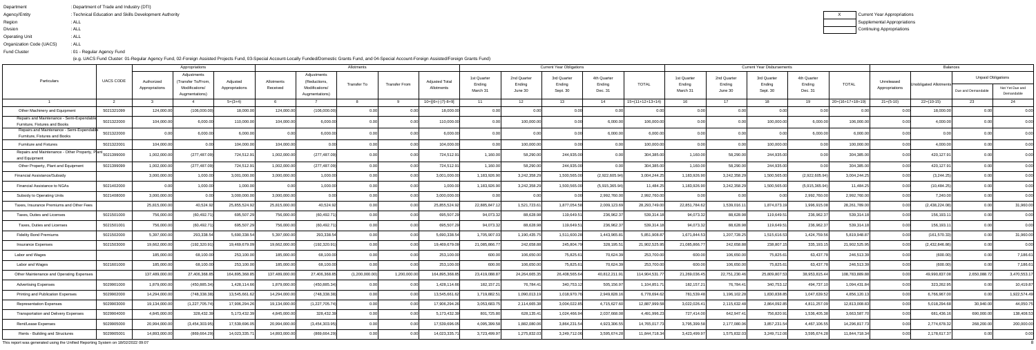Department : Department of Trade and Industry (DTI)
Agency/Entity : Technical Education and Skills Development Authority
Region : ALL
Division : ALL
Operating Unit : ALL
Organization Code (UACS) : ALL
Fund Cluster : 01 - Regular Agency Fund

(e.g. UACS Fund Cluster: 01-Regular Agency Fund, 02-Foreign Assisted Projects Fund, 03-Special Account-Locally Funded/Domestic Grants Fund, and 04-Special Account-Foreign Assisted/Foreign Grants Fund)

| X | Current Year Appropriations |
|---|---|
| | Supplemental Appropriations |
| | Continuing Appropriations |

| Particulars | UACS CODE | Appropriations | | | Allotments | | | | | Current Year Obligations | | | | | Current Year Disbursements | | | | | Balances | | | |
|---|---|---|---|---|---|---|---|---|---|---|---|---|---|---|---|---|---|---|---|---|---|---|---|
| | | Authorized Appropriations | Adjustments (Transfer To/From, Modifications/ Augmentations) | Adjusted Appropriations | Allotments Received | Adjustments (Reductions, Modifications/ Augmentations) | Transfer To | Transfer From | Adjusted Total Allotments | 1st Quarter Ending March 31 | 2nd Quarter Ending June 30 | 3rd Quarter Ending Sept. 30 | 4th Quarter Ending Dec. 31 | TOTAL | 1st Quarter Ending March 31 | 2nd Quarter Ending June 30 | 3rd Quarter Ending Sept. 30 | 4th Quarter Ending Dec. 31 | TOTAL | Unreleased Appropriations | Unobligated Allotments | Unpaid Obligations | |
| | | | | | | | | | | | | | | | | | | | | | | Due and Demandable | Not Yet Due and Demandable |
| 1 | 2 | 3 | 4 | 5=(3+4) | 6 | 7 | 8 | 9 | 10=[{6+(-)7}-8+9] | 11 | 12 | 13 | 14 | 15=(11+12+13+14) | 16 | 17 | 18 | 19 | 20=(16+17+18+19) | 21=(5-10) | 22=(10-15) | 23 | 24 |
| Other Machinery and Equipment | 5021321099 | 124,000.00 | (106,000.00) | 18,000.00 | 124,000.00 | (106,000.00) | 0.00 | 0.00 | 18,000.00 | 0.00 | 0.00 | 0.00 | 0.00 | 0.00 | 0.00 | 0.00 | 0.00 | 0.00 | 0.00 | 0.00 | 18,000.00 | 0.00 | 0.00 |
| Repairs and Maintenance - Semi-Expendable Furniture, Fixtures and Books | 5021322000 | 104,000.00 | 6,000.00 | 110,000.00 | 104,000.00 | 6,000.00 | 0.00 | 0.00 | 110,000.00 | 0.00 | 100,000.00 | 0.00 | 6,000.00 | 106,000.00 | 0.00 | 0.00 | 100,000.00 | 6,000.00 | 106,000.00 | 0.00 | 4,000.00 | 0.00 | 0.00 |
| Repairs and Maintenance - Semi-Expendable Furniture, Fixtures and Books | 5021322000 | 0.00 | 6,000.00 | 6,000.00 | 0.00 | 6,000.00 | 0.00 | 0.00 | 6,000.00 | 0.00 | 0.00 | 0.00 | 6,000.00 | 6,000.00 | 0.00 | 0.00 | 0.00 | 6,000.00 | 6,000.00 | 0.00 | 0.00 | 0.00 | 0.00 |
| Furniture and Fixtures | 5021322001 | 104,000.00 | 0.00 | 104,000.00 | 104,000.00 | 0.00 | 0.00 | 0.00 | 104,000.00 | 0.00 | 100,000.00 | 0.00 | 0.00 | 100,000.00 | 0.00 | 0.00 | 100,000.00 | 0.00 | 100,000.00 | 0.00 | 4,000.00 | 0.00 | 0.00 |
| Repairs and Maintenance - Other Property, Plant and Equipment | 5021399000 | 1,002,000.00 | (277,487.09) | 724,512.91 | 1,002,000.00 | (277,487.09) | 0.00 | 0.00 | 724,512.91 | 1,160.00 | 58,290.00 | 244,935.00 | 0.00 | 304,385.00 | 1,160.00 | 58,290.00 | 244,935.00 | 0.00 | 304,385.00 | 0.00 | 420,127.91 | 0.00 | 0.00 |
| Other Property, Plant and Equipment | 5021399099 | 1,002,000.00 | (277,487.09) | 724,512.91 | 1,002,000.00 | (277,487.09) | 0.00 | 0.00 | 724,512.91 | 1,160.00 | 58,290.00 | 244,935.00 | 0.00 | 304,385.00 | 1,160.00 | 58,290.00 | 244,935.00 | 0.00 | 304,385.00 | 0.00 | 420,127.91 | 0.00 | 0.00 |
| Financial Assistance/Subsidy | | 3,000,000.00 | 1,000.00 | 3,001,000.00 | 3,000,000.00 | 1,000.00 | 0.00 | 0.00 | 3,001,000.00 | 1,183,926.90 | 3,242,358.29 | 1,500,565.00 | (2,922,605.94) | 3,004,244.25 | 1,183,926.90 | 3,242,358.29 | 1,500,565.00 | (2,922,605.94) | 3,004,244.25 | 0.00 | (3,244.25) | 0.00 | 0.00 |
| Financial Assistance to NGAs | 5021402000 | 0.00 | 1,000.00 | 1,000.00 | 0.00 | 1,000.00 | 0.00 | 0.00 | 1,000.00 | 1,183,926.90 | 3,242,358.29 | 1,500,565.00 | (5,915,365.94) | 11,484.25 | 1,183,926.90 | 3,242,358.29 | 1,500,565.00 | (5,915,365.94) | 11,484.25 | 0.00 | (10,484.25) | 0.00 | 0.00 |
| Subsidy to Operating Units | 5021408000 | 3,000,000.00 | 0.00 | 3,000,000.00 | 3,000,000.00 | 0.00 | 0.00 | 0.00 | 3,000,000.00 | 0.00 | 0.00 | 0.00 | 2,992,760.00 | 2,992,760.00 | 0.00 | 0.00 | 0.00 | 2,992,760.00 | 2,992,760.00 | 0.00 | 7,240.00 | 0.00 | 0.00 |
| Taxes, Insurance Premiums and Other Fees | | 25,815,000.00 | 40,524.92 | 25,855,524.92 | 25,815,000.00 | 40,524.92 | 0.00 | 0.00 | 25,855,524.92 | 22,885,847.12 | 1,521,723.61 | 1,877,054.58 | 2,009,123.69 | 28,293,749.00 | 22,851,784.62 | 1,539,016.11 | 1,874,073.19 | 1,996,915.08 | 28,261,789.00 | 0.00 | (2,438,224.08) | 0.00 | 31,960.00 |
| Taxes, Duties and Licenses | 5021501000 | 756,000.00 | (60,492.71) | 695,507.29 | 756,000.00 | (60,492.71) | 0.00 | 0.00 | 695,507.29 | 94,073.32 | 88,628.98 | 119,649.51 | 236,962.37 | 539,314.18 | 94,073.32 | 88,628.98 | 119,649.51 | 236,962.37 | 539,314.18 | 0.00 | 156,193.11 | 0.00 | 0.00 |
| Taxes, Duties and Licenses | 5021501001 | 756,000.00 | (60,492.71) | 695,507.29 | 756,000.00 | (60,492.71) | 0.00 | 0.00 | 695,507.29 | 94,073.32 | 88,628.98 | 119,649.51 | 236,962.37 | 539,314.18 | 94,073.32 | 88,628.98 | 119,649.51 | 236,962.37 | 539,314.18 | 0.00 | 156,193.11 | 0.00 | 0.00 |
| Fidelity Bond Premiums | 5021502000 | 5,397,000.00 | 293,338.54 | 5,690,338.54 | 5,397,000.00 | 293,338.54 | 0.00 | 0.00 | 5,690,338.54 | 1,705,907.03 | 1,190,435.75 | 1,511,600.28 | 1,443,965.81 | 5,851,908.87 | 1,671,844.53 | 1,207,728.25 | 1,515,616.53 | 1,424,759.56 | 5,819,948.87 | 0.00 | (161,570.33) | 0.00 | 31,960.00 |
| Insurance Expenses | 5021503000 | 19,662,000.00 | (192,320.91) | 19,469,679.09 | 19,662,000.00 | (192,320.91) | 0.00 | 0.00 | 19,469,679.09 | 21,085,866.77 | 242,658.88 | 245,804.79 | 328,195.51 | 21,902,525.95 | 21,085,866.77 | 242,658.88 | 238,807.15 | 335,193.15 | 21,902,525.95 | 0.00 | (2,432,846.86) | 0.00 | 0.00 |
| Labor and Wages | | 185,000.00 | 68,100.00 | 253,100.00 | 185,000.00 | 68,100.00 | 0.00 | 0.00 | 253,100.00 | 600.00 | 106,650.00 | 75,825.61 | 70,624.39 | 253,700.00 | 600.00 | 106,650.00 | 75,825.61 | 63,437.78 | 246,513.39 | 0.00 | (600.00) | 0.00 | 7,186.61 |
| Labor and Wages | 5021601000 | 185,000.00 | 68,100.00 | 253,100.00 | 185,000.00 | 68,100.00 | 0.00 | 0.00 | 253,100.00 | 600.00 | 106,650.00 | 75,825.61 | 70,624.39 | 253,700.00 | 600.00 | 106,650.00 | 75,825.61 | 63,437.78 | 246,513.39 | 0.00 | (600.00) | 0.00 | 7,186.61 |
| Other Maintenance and Operating Expenses | | 137,489,000.00 | 27,406,368.85 | 164,895,368.85 | 137,489,000.00 | 27,406,368.85 | (1,200,000.00) | 1,200,000.00 | 164,895,368.85 | 23,419,088.87 | 24,264,665.35 | 26,408,565.64 | 40,812,211.91 | 114,904,531.77 | 21,269,036.45 | 22,751,230.46 | 25,809,807.53 | 38,953,815.44 | 108,783,889.88 | 0.00 | 49,990,837.08 | 2,650,088.72 | 3,470,553.17 |
| Advertising Expenses | 5029901000 | 1,879,000.00 | (450,885.34) | 1,428,114.66 | 1,879,000.00 | (450,885.34) | 0.00 | 0.00 | 1,428,114.66 | 182,157.21 | 76,784.41 | 340,753.12 | 505,156.97 | 1,104,851.71 | 182,157.21 | 76,784.41 | 340,753.12 | 494,737.10 | 1,094,431.84 | 0.00 | 323,262.95 | 0.00 | 10,419.87 |
| Printing and Publication Expenses | 5029902000 | 14,294,000.00 | (748,338.38) | 13,545,661.62 | 14,294,000.00 | (748,338.38) | 0.00 | 0.00 | 13,545,661.62 | 1,719,882.51 | 1,090,013.19 | 1,018,970.76 | 2,949,828.16 | 6,778,694.62 | 781,539.48 | 1,196,102.28 | 1,830,838.85 | 1,047,639.52 | 4,856,120.13 | 0.00 | 6,766,967.00 | 0.00 | 1,922,574.49 |
| Representation Expenses | 5029903000 | 19,134,000.00 | (1,227,705.74) | 17,906,294.26 | 19,134,000.00 | (1,227,705.74) | 0.00 | 0.00 | 17,906,294.26 | 3,053,683.75 | 2,114,665.38 | 3,004,022.85 | 4,715,627.60 | 12,887,999.58 | 3,022,026.41 | 2,115,632.48 | 2,864,092.85 | 4,811,257.09 | 12,813,008.83 | 0.00 | 5,018,294.68 | 30,940.00 | 44,050.75 |
| Transportation and Delivery Expenses | 5029904000 | 4,845,000.00 | 328,432.39 | 5,173,432.39 | 4,845,000.00 | 328,432.39 | 0.00 | 0.00 | 5,173,432.39 | 801,725.80 | 628,135.41 | 1,024,466.94 | 2,037,668.08 | 4,491,996.23 | 727,414.00 | 642,947.41 | 756,820.91 | 1,536,405.38 | 3,663,587.70 | 0.00 | 681,436.16 | 690,000.00 | 138,408.53 |
| Rent/Lease Expenses | 5029905000 | 20,994,000.00 | (3,454,303.95) | 17,539,696.05 | 20,994,000.00 | (3,454,303.95) | 0.00 | 0.00 | 17,539,696.05 | 4,095,399.58 | 1,882,080.06 | 3,864,231.54 | 4,923,306.55 | 14,765,017.73 | 3,795,399.58 | 2,177,080.06 | 3,857,231.54 | 4,467,106.55 | 14,296,817.73 | 0.00 | 2,774,678.32 | 268,200.00 | 200,000.00 |
| Rents - Building and Structures | 5029905001 | 14,893,000.00 | (869,664.29) | 14,023,335.71 | 14,893,000.00 | (869,664.29) | 0.00 | 0.00 | 14,023,335.71 | 3,723,499.97 | 1,275,832.03 | 3,249,712.06 | 3,595,674.28 | 11,844,718.34 | 3,423,499.97 | 1,575,832.03 | 3,249,712.06 | 3,595,674.28 | 11,844,718.34 | 0.00 | 2,178,617.37 | 0.00 | 0.00 |

This report was generated using the Unified Reporting System on 18/02/2022 09:07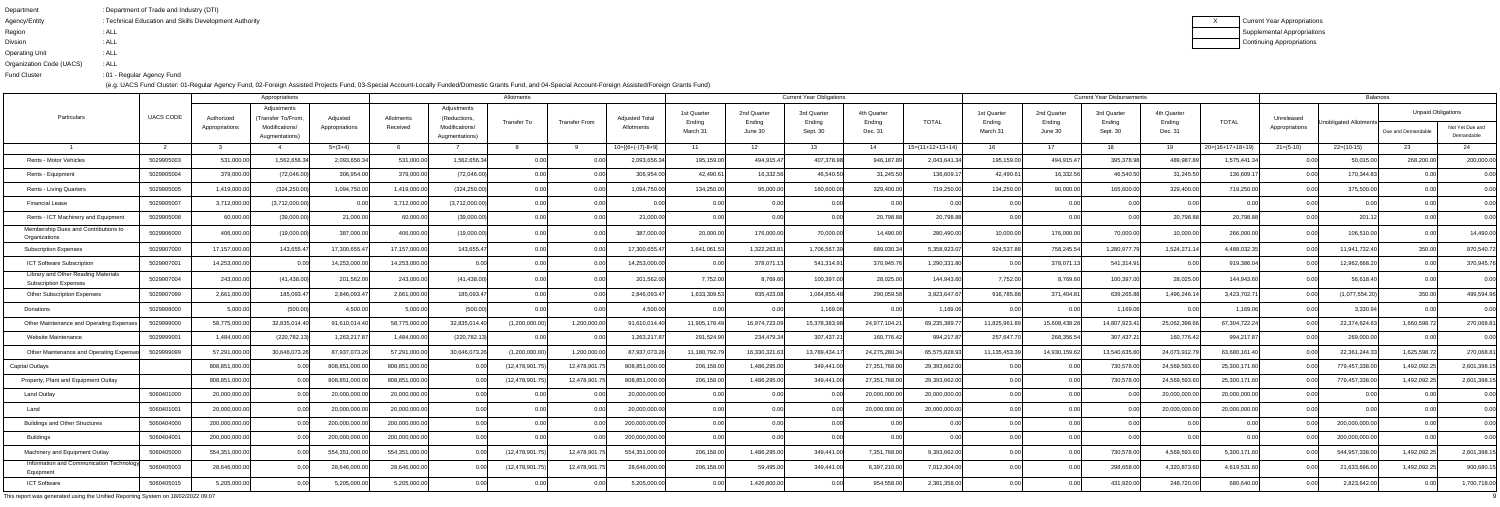Department : Department of Trade and Industry (DTI)
Agency/Entity : Technical Education and Skills Development Authority
Region : ALL
Division : ALL
Operating Unit : ALL
Organization Code (UACS) : ALL
Fund Cluster : 01 - Regular Agency Fund

(e.g. UACS Fund Cluster: 01-Regular Agency Fund, 02-Foreign Assisted Projects Fund, 03-Special Account-Locally Funded/Domestic Grants Fund, and 04-Special Account-Foreign Assisted/Foreign Grants Fund)

| X | Current Year Appropriations |
|---|---|
| | Supplemental Appropriations |
| | Continuing Appropriations |

| Particulars | UACS CODE | Appropriations | | | Allotments | | | | | Current Year Obligations | | | | | Current Year Disbursements | | | | | Balances | | | |
|---|---|---|---|---|---|---|---|---|---|---|---|---|---|---|---|---|---|---|---|---|---|---|---|
| | | Authorized Appropriations | Adjustments (Transfer To/From, Modifications/ Augmentations) | Adjusted Appropriations | Allotments Received | Adjustments (Reductions, Modifications/ Augmentations) | Transfer To | Transfer From | Adjusted Total Allotments | 1st Quarter Ending March 31 | 2nd Quarter Ending June 30 | 3rd Quarter Ending Sept. 30 | 4th Quarter Ending Dec. 31 | TOTAL | 1st Quarter Ending March 31 | 2nd Quarter Ending June 30 | 3rd Quarter Ending Sept. 30 | 4th Quarter Ending Dec. 31 | TOTAL | Unreleased Appropriations | Unobligated Allotments | Unpaid Obligations | |
| | | | | | | | | | | | | | | | | | | | | | | Due and Demandable | Not Yet Due and Demandable |
| 1 | 2 | 3 | 4 | 5=(3+4) | 6 | 7 | 8 | 9 | 10=[{6+(-)7}-8+9] | 11 | 12 | 13 | 14 | 15=(11+12+13+14) | 16 | 17 | 18 | 19 | 20=(16+17+18+19) | 21=(5-10) | 22=(10-15) | 23 | 24 |
| Rents - Motor Vehicles | 5029905003 | 531,000.00 | 1,562,656.34 | 2,093,656.34 | 531,000.00 | 1,562,656.34 | 0.00 | 0.00 | 2,093,656.34 | 195,159.00 | 494,915.47 | 407,378.98 | 946,187.89 | 2,043,641.34 | 195,159.00 | 494,915.47 | 395,378.98 | 489,987.89 | 1,575,441.34 | 0.00 | 50,015.00 | 268,200.00 | 200,000.00 |
| Rents - Equipment | 5029905004 | 379,000.00 | (72,046.00) | 306,954.00 | 379,000.00 | (72,046.00) | 0.00 | 0.00 | 306,954.00 | 42,490.61 | 16,332.56 | 46,540.50 | 31,245.50 | 136,609.17 | 42,490.61 | 16,332.56 | 46,540.50 | 31,245.50 | 136,609.17 | 0.00 | 170,344.83 | 0.00 | 0.00 |
| Rents - Living Quarters | 5029905005 | 1,419,000.00 | (324,250.00) | 1,094,750.00 | 1,419,000.00 | (324,250.00) | 0.00 | 0.00 | 1,094,750.00 | 134,250.00 | 95,000.00 | 160,600.00 | 329,400.00 | 719,250.00 | 134,250.00 | 90,000.00 | 165,600.00 | 329,400.00 | 719,250.00 | 0.00 | 375,500.00 | 0.00 | 0.00 |
| Financial Lease | 5029905007 | 3,712,000.00 | (3,712,000.00) | 0.00 | 3,712,000.00 | (3,712,000.00) | 0.00 | 0.00 | 0.00 | 0.00 | 0.00 | 0.00 | 0.00 | 0.00 | 0.00 | 0.00 | 0.00 | 0.00 | 0.00 | 0.00 | 0.00 | 0.00 | 0.00 |
| Rents - ICT Machinery and Equipment | 5029905008 | 60,000.00 | (39,000.00) | 21,000.00 | 60,000.00 | (39,000.00) | 0.00 | 0.00 | 21,000.00 | 0.00 | 0.00 | 0.00 | 20,798.88 | 20,798.88 | 0.00 | 0.00 | 0.00 | 20,798.88 | 20,798.88 | 0.00 | 201.12 | 0.00 | 0.00 |
| Membership Dues and Contributions to Organizations | 5029906000 | 406,000.00 | (19,000.00) | 387,000.00 | 406,000.00 | (19,000.00) | 0.00 | 0.00 | 387,000.00 | 20,000.00 | 176,000.00 | 70,000.00 | 14,490.00 | 280,490.00 | 10,000.00 | 176,000.00 | 70,000.00 | 10,000.00 | 266,000.00 | 0.00 | 106,510.00 | 0.00 | 14,490.00 |
| Subscription Expenses | 5029907000 | 17,157,000.00 | 143,655.47 | 17,300,655.47 | 17,157,000.00 | 143,655.47 | 0.00 | 0.00 | 17,300,655.47 | 1,641,061.53 | 1,322,263.81 | 1,706,567.39 | 689,030.34 | 5,358,923.07 | 924,537.88 | 758,245.54 | 1,280,977.79 | 1,524,271.14 | 4,488,032.35 | 0.00 | 11,941,732.40 | 350.00 | 870,540.72 |
| ICT Software Subscription | 5029907001 | 14,253,000.00 | 0.00 | 14,253,000.00 | 14,253,000.00 | 0.00 | 0.00 | 0.00 | 14,253,000.00 | 0.00 | 378,071.13 | 541,314.91 | 370,945.76 | 1,290,331.80 | 0.00 | 378,071.13 | 541,314.91 | 0.00 | 919,386.04 | 0.00 | 12,962,668.20 | 0.00 | 370,945.76 |
| Library and Other Reading Materials Subscription Expenses | 5029907004 | 243,000.00 | (41,438.00) | 201,562.00 | 243,000.00 | (41,438.00) | 0.00 | 0.00 | 201,562.00 | 7,752.00 | 8,769.60 | 100,397.00 | 28,025.00 | 144,943.60 | 7,752.00 | 8,769.60 | 100,397.00 | 28,025.00 | 144,943.60 | 0.00 | 56,618.40 | 0.00 | 0.00 |
| Other Subscription Expenses | 5029907099 | 2,661,000.00 | 185,093.47 | 2,846,093.47 | 2,661,000.00 | 185,093.47 | 0.00 | 0.00 | 2,846,093.47 | 1,633,309.53 | 935,423.08 | 1,064,855.48 | 290,059.58 | 3,923,647.67 | 916,785.88 | 371,404.81 | 639,265.88 | 1,496,246.14 | 3,423,702.71 | 0.00 | (1,077,554.20) | 350.00 | 499,594.96 |
| Donations | 5029908000 | 5,000.00 | (500.00) | 4,500.00 | 5,000.00 | (500.00) | 0.00 | 0.00 | 4,500.00 | 0.00 | 0.00 | 1,169.06 | 0.00 | 1,169.06 | 0.00 | 0.00 | 1,169.06 | 0.00 | 1,169.06 | 0.00 | 3,330.94 | 0.00 | 0.00 |
| Other Maintenance and Operating Expenses | 5029999000 | 58,775,000.00 | 32,835,014.40 | 91,610,014.40 | 58,775,000.00 | 32,835,014.40 | (1,200,000.00) | 1,200,000.00 | 91,610,014.40 | 11,905,178.49 | 16,974,723.09 | 15,378,183.98 | 24,977,104.21 | 69,235,389.77 | 11,825,961.89 | 15,608,438.28 | 14,807,923.41 | 25,062,398.66 | 67,304,722.24 | 0.00 | 22,374,624.63 | 1,660,598.72 | 270,068.81 |
| Website Maintenance | 5029999001 | 1,484,000.00 | (220,782.13) | 1,263,217.87 | 1,484,000.00 | (220,782.13) | 0.00 | 0.00 | 1,263,217.87 | 291,524.90 | 234,479.34 | 307,437.21 | 160,776.42 | 994,217.87 | 257,647.70 | 268,356.54 | 307,437.21 | 160,776.42 | 994,217.87 | 0.00 | 269,000.00 | 0.00 | 0.00 |
| Other Maintenance and Operating Expenses | 5029999099 | 57,291,000.00 | 30,646,073.26 | 87,937,073.26 | 57,291,000.00 | 30,646,073.26 | (1,200,000.00) | 1,200,000.00 | 87,937,073.26 | 11,180,792.79 | 16,330,321.61 | 13,789,434.17 | 24,275,280.34 | 65,575,828.93 | 11,135,453.39 | 14,930,159.62 | 13,540,635.60 | 24,073,912.79 | 63,680,161.40 | 0.00 | 22,361,244.33 | 1,625,598.72 | 270,068.81 |
| Capital Outlays | | 808,851,000.00 | 0.00 | 808,851,000.00 | 808,851,000.00 | 0.00 | (12,478,901.75) | 12,478,901.75 | 808,851,000.00 | 206,158.00 | 1,486,295.00 | 349,441.00 | 27,351,768.00 | 29,393,662.00 | 0.00 | 0.00 | 730,578.00 | 24,569,593.60 | 25,300,171.60 | 0.00 | 779,457,338.00 | 1,492,092.25 | 2,601,398.15 |
| Property, Plant and Equipment Outlay | | 808,851,000.00 | 0.00 | 808,851,000.00 | 808,851,000.00 | 0.00 | (12,478,901.75) | 12,478,901.75 | 808,851,000.00 | 206,158.00 | 1,486,295.00 | 349,441.00 | 27,351,768.00 | 29,393,662.00 | 0.00 | 0.00 | 730,578.00 | 24,569,593.60 | 25,300,171.60 | 0.00 | 779,457,338.00 | 1,492,092.25 | 2,601,398.15 |
| Land Outlay | 5060401000 | 20,000,000.00 | 0.00 | 20,000,000.00 | 20,000,000.00 | 0.00 | 0.00 | 0.00 | 20,000,000.00 | 0.00 | 0.00 | 0.00 | 20,000,000.00 | 20,000,000.00 | 0.00 | 0.00 | 0.00 | 20,000,000.00 | 20,000,000.00 | 0.00 | 0.00 | 0.00 | 0.00 |
| Land | 5060401001 | 20,000,000.00 | 0.00 | 20,000,000.00 | 20,000,000.00 | 0.00 | 0.00 | 0.00 | 20,000,000.00 | 0.00 | 0.00 | 0.00 | 20,000,000.00 | 20,000,000.00 | 0.00 | 0.00 | 0.00 | 20,000,000.00 | 20,000,000.00 | 0.00 | 0.00 | 0.00 | 0.00 |
| Buildings and Other Structures | 5060404000 | 200,000,000.00 | 0.00 | 200,000,000.00 | 200,000,000.00 | 0.00 | 0.00 | 0.00 | 200,000,000.00 | 0.00 | 0.00 | 0.00 | 0.00 | 0.00 | 0.00 | 0.00 | 0.00 | 0.00 | 0.00 | 0.00 | 200,000,000.00 | 0.00 | 0.00 |
| Buildings | 5060404001 | 200,000,000.00 | 0.00 | 200,000,000.00 | 200,000,000.00 | 0.00 | 0.00 | 0.00 | 200,000,000.00 | 0.00 | 0.00 | 0.00 | 0.00 | 0.00 | 0.00 | 0.00 | 0.00 | 0.00 | 0.00 | 0.00 | 200,000,000.00 | 0.00 | 0.00 |
| Machinery and Equipment Outlay | 5060405000 | 554,351,000.00 | 0.00 | 554,351,000.00 | 554,351,000.00 | 0.00 | (12,478,901.75) | 12,478,901.75 | 554,351,000.00 | 206,158.00 | 1,486,295.00 | 349,441.00 | 7,351,768.00 | 9,393,662.00 | 0.00 | 0.00 | 730,578.00 | 4,569,593.60 | 5,300,171.60 | 0.00 | 544,957,338.00 | 1,492,092.25 | 2,601,398.15 |
| Information and Communication Technology Equipment | 5060405003 | 28,646,000.00 | 0.00 | 28,646,000.00 | 28,646,000.00 | 0.00 | (12,478,901.75) | 12,478,901.75 | 28,646,000.00 | 206,158.00 | 59,495.00 | 349,441.00 | 6,397,210.00 | 7,012,304.00 | 0.00 | 0.00 | 298,658.00 | 4,320,873.60 | 4,619,531.60 | 0.00 | 21,633,696.00 | 1,492,092.25 | 900,680.15 |
| ICT Software | 5060405015 | 5,205,000.00 | 0.00 | 5,205,000.00 | 5,205,000.00 | 0.00 | 0.00 | 0.00 | 5,205,000.00 | 0.00 | 1,426,800.00 | 0.00 | 954,558.00 | 2,381,358.00 | 0.00 | 0.00 | 431,920.00 | 248,720.00 | 680,640.00 | 0.00 | 2,823,642.00 | 0.00 | 1,700,718.00 |

This report was generated using the Unified Reporting System on 18/02/2022 09:07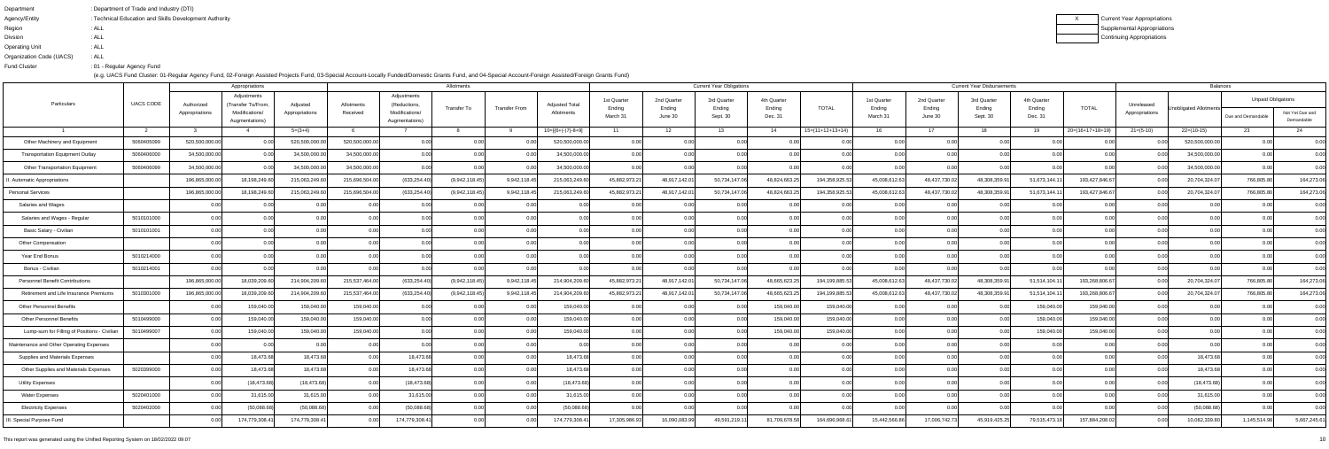Department : Department of Trade and Industry (DTI)
Agency/Entity : Technical Education and Skills Development Authority
Region : ALL
Division : ALL
Operating Unit : ALL
Organization Code (UACS) : ALL
Fund Cluster : 01 - Regular Agency Fund

(e.g. UACS Fund Cluster: 01-Regular Agency Fund, 02-Foreign Assisted Projects Fund, 03-Special Account-Locally Funded/Domestic Grants Fund, and 04-Special Account-Foreign Assisted/Foreign Grants Fund)

X Current Year Appropriations
Supplemental Appropriations
Continuing Appropriations

| Particulars | UACS CODE | Appropriations | | | Allotments | | | | | Current Year Obligations | | | | | Current Year Disbursements | | | | | Balances | | | |
|---|---|---|---|---|---|---|---|---|---|---|---|---|---|---|---|---|---|---|---|---|---|---|---|
| | | Authorized Appropriations | Adjustments (Transfer To/From, Modifications/ Augmentations) | Adjusted Appropriations | Allotments Received | Adjustments (Reductions, Modifications/ Augmentations) | Transfer To | Transfer From | Adjusted Total Allotments | 1st Quarter Ending March 31 | 2nd Quarter Ending June 30 | 3rd Quarter Ending Sept. 30 | 4th Quarter Ending Dec. 31 | TOTAL | 1st Quarter Ending March 31 | 2nd Quarter Ending June 30 | 3rd Quarter Ending Sept. 30 | 4th Quarter Ending Dec. 31 | TOTAL | Unreleased Appropriations | Unobligated Allotments | Unpaid Obligations: Due and Demandable | Unpaid Obligations: Not Yet Due and Demandable |
| 1 | 2 | 3 | 4 | 5=(3+4) | 6 | 7 | 8 | 9 | 10=[{6+(-)7}-8+9] | 11 | 12 | 13 | 14 | 15=(11+12+13+14) | 16 | 17 | 18 | 19 | 20=(16+17+18+19) | 21=(5-10) | 22=(10-15) | 23 | 24 |
| Other Machinery and Equipment | 5060405099 | 520,500,000.00 | 0.00 | 520,500,000.00 | 520,500,000.00 | 0.00 | 0.00 | 0.00 | 520,500,000.00 | 0.00 | 0.00 | 0.00 | 0.00 | 0.00 | 0.00 | 0.00 | 0.00 | 0.00 | 0.00 | 0.00 | 520,500,000.00 | 0.00 | 0.00 |
| Transportation Equipment Outlay | 5060406000 | 34,500,000.00 | 0.00 | 34,500,000.00 | 34,500,000.00 | 0.00 | 0.00 | 0.00 | 34,500,000.00 | 0.00 | 0.00 | 0.00 | 0.00 | 0.00 | 0.00 | 0.00 | 0.00 | 0.00 | 0.00 | 0.00 | 34,500,000.00 | 0.00 | 0.00 |
| Other Transportation Equipment | 5060406099 | 34,500,000.00 | 0.00 | 34,500,000.00 | 34,500,000.00 | 0.00 | 0.00 | 0.00 | 34,500,000.00 | 0.00 | 0.00 | 0.00 | 0.00 | 0.00 | 0.00 | 0.00 | 0.00 | 0.00 | 0.00 | 0.00 | 34,500,000.00 | 0.00 | 0.00 |
| II. Automatic Appropriations | | 196,865,000.00 | 18,198,249.60 | 215,063,249.60 | 215,696,504.00 | (633,254.40) | (9,942,118.45) | 9,942,118.45 | 215,063,249.60 | 45,882,973.21 | 48,917,142.01 | 50,734,147.06 | 48,824,663.25 | 194,358,925.53 | 45,008,612.63 | 48,437,730.02 | 48,308,359.91 | 51,673,144.11 | 193,427,846.67 | 0.00 | 20,704,324.07 | 766,805.80 | 164,273.06 |
| Personal Services | | 196,865,000.00 | 18,198,249.60 | 215,063,249.60 | 215,696,504.00 | (633,254.40) | (9,942,118.45) | 9,942,118.45 | 215,063,249.60 | 45,882,973.21 | 48,917,142.01 | 50,734,147.06 | 48,824,663.25 | 194,358,925.53 | 45,008,612.63 | 48,437,730.02 | 48,308,359.91 | 51,673,144.11 | 193,427,846.67 | 0.00 | 20,704,324.07 | 766,805.80 | 164,273.06 |
| Salaries and Wages | | 0.00 | 0.00 | 0.00 | 0.00 | 0.00 | 0.00 | 0.00 | 0.00 | 0.00 | 0.00 | 0.00 | 0.00 | 0.00 | 0.00 | 0.00 | 0.00 | 0.00 | 0.00 | 0.00 | 0.00 | 0.00 | 0.00 |
| Salaries and Wages - Regular | 5010101000 | 0.00 | 0.00 | 0.00 | 0.00 | 0.00 | 0.00 | 0.00 | 0.00 | 0.00 | 0.00 | 0.00 | 0.00 | 0.00 | 0.00 | 0.00 | 0.00 | 0.00 | 0.00 | 0.00 | 0.00 | 0.00 | 0.00 |
| Basic Salary - Civilian | 5010101001 | 0.00 | 0.00 | 0.00 | 0.00 | 0.00 | 0.00 | 0.00 | 0.00 | 0.00 | 0.00 | 0.00 | 0.00 | 0.00 | 0.00 | 0.00 | 0.00 | 0.00 | 0.00 | 0.00 | 0.00 | 0.00 | 0.00 |
| Other Compensation | | 0.00 | 0.00 | 0.00 | 0.00 | 0.00 | 0.00 | 0.00 | 0.00 | 0.00 | 0.00 | 0.00 | 0.00 | 0.00 | 0.00 | 0.00 | 0.00 | 0.00 | 0.00 | 0.00 | 0.00 | 0.00 | 0.00 |
| Year End Bonus | 5010214000 | 0.00 | 0.00 | 0.00 | 0.00 | 0.00 | 0.00 | 0.00 | 0.00 | 0.00 | 0.00 | 0.00 | 0.00 | 0.00 | 0.00 | 0.00 | 0.00 | 0.00 | 0.00 | 0.00 | 0.00 | 0.00 | 0.00 |
| Bonus - Civilian | 5010214001 | 0.00 | 0.00 | 0.00 | 0.00 | 0.00 | 0.00 | 0.00 | 0.00 | 0.00 | 0.00 | 0.00 | 0.00 | 0.00 | 0.00 | 0.00 | 0.00 | 0.00 | 0.00 | 0.00 | 0.00 | 0.00 | 0.00 |
| Personnel Benefit Contributions | | 196,865,000.00 | 18,039,209.60 | 214,904,209.60 | 215,537,464.00 | (633,254.40) | (9,942,118.45) | 9,942,118.45 | 214,904,209.60 | 45,882,973.21 | 48,917,142.01 | 50,734,147.06 | 48,665,623.25 | 194,199,885.53 | 45,008,612.63 | 48,437,730.02 | 48,308,359.91 | 51,514,104.11 | 193,268,806.67 | 0.00 | 20,704,324.07 | 766,805.80 | 164,273.06 |
| Retirement and Life Insurance Premiums | 5010301000 | 196,865,000.00 | 18,039,209.60 | 214,904,209.60 | 215,537,464.00 | (633,254.40) | (9,942,118.45) | 9,942,118.45 | 214,904,209.60 | 45,882,973.21 | 48,917,142.01 | 50,734,147.06 | 48,665,623.25 | 194,199,885.53 | 45,008,612.63 | 48,437,730.02 | 48,308,359.91 | 51,514,104.11 | 193,268,806.67 | 0.00 | 20,704,324.07 | 766,805.80 | 164,273.06 |
| Other Personnel Benefits | | 0.00 | 159,040.00 | 159,040.00 | 159,040.00 | 0.00 | 0.00 | 0.00 | 159,040.00 | 0.00 | 0.00 | 0.00 | 159,040.00 | 159,040.00 | 0.00 | 0.00 | 0.00 | 159,040.00 | 159,040.00 | 0.00 | 0.00 | 0.00 | 0.00 |
| Other Personnel Benefits | 5010499000 | 0.00 | 159,040.00 | 159,040.00 | 159,040.00 | 0.00 | 0.00 | 0.00 | 159,040.00 | 0.00 | 0.00 | 0.00 | 159,040.00 | 159,040.00 | 0.00 | 0.00 | 0.00 | 159,040.00 | 159,040.00 | 0.00 | 0.00 | 0.00 | 0.00 |
| Lump-sum for Filling of Positions - Civilian | 5010499007 | 0.00 | 159,040.00 | 159,040.00 | 159,040.00 | 0.00 | 0.00 | 0.00 | 159,040.00 | 0.00 | 0.00 | 0.00 | 159,040.00 | 159,040.00 | 0.00 | 0.00 | 0.00 | 159,040.00 | 159,040.00 | 0.00 | 0.00 | 0.00 | 0.00 |
| Maintenance and Other Operating Expenses | | 0.00 | 0.00 | 0.00 | 0.00 | 0.00 | 0.00 | 0.00 | 0.00 | 0.00 | 0.00 | 0.00 | 0.00 | 0.00 | 0.00 | 0.00 | 0.00 | 0.00 | 0.00 | 0.00 | 0.00 | 0.00 | 0.00 |
| Supplies and Materials Expenses | | 0.00 | 18,473.68 | 18,473.68 | 0.00 | 18,473.68 | 0.00 | 0.00 | 18,473.68 | 0.00 | 0.00 | 0.00 | 0.00 | 0.00 | 0.00 | 0.00 | 0.00 | 0.00 | 0.00 | 0.00 | 18,473.68 | 0.00 | 0.00 |
| Other Supplies and Materials Expenses | 5020399000 | 0.00 | 18,473.68 | 18,473.68 | 0.00 | 18,473.68 | 0.00 | 0.00 | 18,473.68 | 0.00 | 0.00 | 0.00 | 0.00 | 0.00 | 0.00 | 0.00 | 0.00 | 0.00 | 0.00 | 0.00 | 18,473.68 | 0.00 | 0.00 |
| Utility Expenses | | 0.00 | (18,473.68) | (18,473.68) | 0.00 | (18,473.68) | 0.00 | 0.00 | (18,473.68) | 0.00 | 0.00 | 0.00 | 0.00 | 0.00 | 0.00 | 0.00 | 0.00 | 0.00 | 0.00 | 0.00 | (18,473.68) | 0.00 | 0.00 |
| Water Expenses | 5020401000 | 0.00 | 31,615.00 | 31,615.00 | 0.00 | 31,615.00 | 0.00 | 0.00 | 31,615.00 | 0.00 | 0.00 | 0.00 | 0.00 | 0.00 | 0.00 | 0.00 | 0.00 | 0.00 | 0.00 | 0.00 | 31,615.00 | 0.00 | 0.00 |
| Electricity Expenses | 5020402000 | 0.00 | (50,088.68) | (50,088.68) | 0.00 | (50,088.68) | 0.00 | 0.00 | (50,088.68) | 0.00 | 0.00 | 0.00 | 0.00 | 0.00 | 0.00 | 0.00 | 0.00 | 0.00 | 0.00 | 0.00 | (50,088.68) | 0.00 | 0.00 |
| III. Special Purpose Fund | | 0.00 | 174,779,308.41 | 174,779,308.41 | 0.00 | 174,779,308.41 | 0.00 | 0.00 | 174,779,308.41 | 17,305,986.93 | 16,090,083.99 | 49,591,219.11 | 81,709,678.58 | 164,696,968.61 | 15,442,566.86 | 17,006,742.73 | 45,919,425.25 | 79,515,473.18 | 157,884,208.02 | 0.00 | 10,082,339.80 | 1,145,514.98 | 5,667,245.61 |

This report was generated using the Unified Reporting System on 18/02/2022 09:07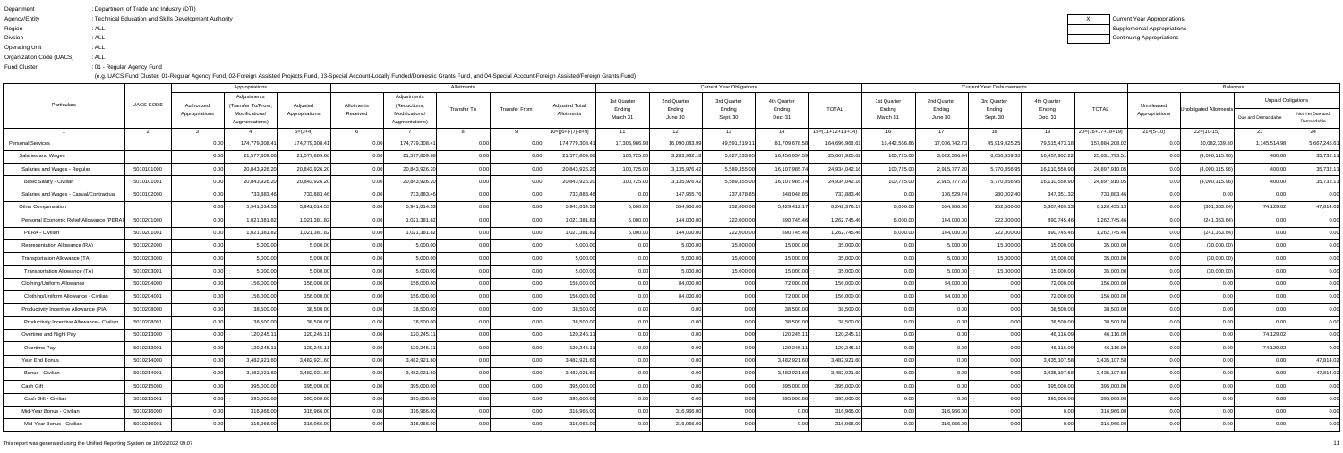Department : Department of Trade and Industry (DTI)
Agency/Entity : Technical Education and Skills Development Authority
Region : ALL
Division : ALL
Operating Unit : ALL
Organization Code (UACS) : ALL
Fund Cluster : 01 - Regular Agency Fund

(e.g. UACS Fund Cluster: 01-Regular Agency Fund, 02-Foreign Assisted Projects Fund, 03-Special Account-Locally Funded/Domestic Grants Fund, and 04-Special Account-Foreign Assisted/Foreign Grants Fund)

| X | Current Year Appropriations |
|---|---|
| | Supplemental Appropriations |
| | Continuing Appropriations |

| Particulars | UACS CODE | Appropriations | | | Allotments | | | | | Current Year Obligations | | | | | Current Year Disbursements | | | | | Balances | | | |
|---|---|---|---|---|---|---|---|---|---|---|---|---|---|---|---|---|---|---|---|---|---|---|---|
| | | Authorized Appropriations | Adjustments (Transfer To/From, Modifications/ Augmentations) | Adjusted Appropriations | Allotments Received | Adjustments (Reductions, Modifications/ Augmentations) | Transfer To | Transfer From | Adjusted Total Allotments | 1st Quarter Ending March 31 | 2nd Quarter Ending June 30 | 3rd Quarter Ending Sept. 30 | 4th Quarter Ending Dec. 31 | TOTAL | 1st Quarter Ending March 31 | 2nd Quarter Ending June 30 | 3rd Quarter Ending Sept. 30 | 4th Quarter Ending Dec. 31 | TOTAL | Unreleased Appropriations | Unobligated Allotments | Unpaid Obligations | |
| | | | | | | | | | | | | | | | | | | | | | | Due and Demandable | Not Yet Due and Demandable |
| 1 | 2 | 3 | 4 | 5=(3+4) | 6 | 7 | 8 | 9 | 10=[{6+(-)7}-8+9] | 11 | 12 | 13 | 14 | 15=(11+12+13+14) | 16 | 17 | 18 | 19 | 20=(16+17+18+19) | 21=(5-10) | 22=(10-15) | 23 | 24 |
| Personal Services | | 0.00 | 174,779,308.41 | 174,779,308.41 | 0.00 | 174,779,308.41 | 0.00 | 0.00 | 174,779,308.41 | 17,305,986.93 | 16,090,083.99 | 49,591,219.11 | 81,709,678.58 | 164,696,968.61 | 15,442,566.86 | 17,006,742.73 | 45,919,425.25 | 79,515,473.18 | 157,884,208.02 | 0.00 | 10,082,339.80 | 1,145,514.98 | 5,667,245.61 |
| Salaries and Wages | | 0.00 | 21,577,809.66 | 21,577,809.66 | 0.00 | 21,577,809.66 | 0.00 | 0.00 | 21,577,809.66 | 100,725.00 | 3,283,932.18 | 5,827,233.85 | 16,456,034.59 | 25,667,925.62 | 100,725.00 | 3,022,306.94 | 6,050,859.35 | 16,457,902.22 | 25,631,793.51 | 0.00 | (4,090,115.96) | 400.00 | 35,732.11 |
| Salaries and Wages - Regular | 5010101000 | 0.00 | 20,843,926.20 | 20,843,926.20 | 0.00 | 20,843,926.20 | 0.00 | 0.00 | 20,843,926.20 | 100,725.00 | 3,135,976.42 | 5,589,355.00 | 16,107,985.74 | 24,934,042.16 | 100,725.00 | 2,915,777.20 | 5,770,856.95 | 16,110,550.90 | 24,897,910.05 | 0.00 | (4,090,115.96) | 400.00 | 35,732.11 |
| Basic Salary - Civilian | 5010101001 | 0.00 | 20,843,926.20 | 20,843,926.20 | 0.00 | 20,843,926.20 | 0.00 | 0.00 | 20,843,926.20 | 100,725.00 | 3,135,976.42 | 5,589,355.00 | 16,107,985.74 | 24,934,042.16 | 100,725.00 | 2,915,777.20 | 5,770,856.95 | 16,110,550.90 | 24,897,910.05 | 0.00 | (4,090,115.96) | 400.00 | 35,732.11 |
| Salaries and Wages - Casual/Contractual | 5010102000 | 0.00 | 733,883.46 | 733,883.46 | 0.00 | 733,883.46 | 0.00 | 0.00 | 733,883.46 | 0.00 | 147,955.76 | 237,878.85 | 348,048.85 | 733,883.46 | 0.00 | 106,529.74 | 280,002.40 | 347,351.32 | 733,883.46 | 0.00 | 0.00 | 0.00 | 0.00 |
| Other Compensation | | 0.00 | 5,941,014.53 | 5,941,014.53 | 0.00 | 5,941,014.53 | 0.00 | 0.00 | 5,941,014.53 | 6,000.00 | 554,966.00 | 252,000.00 | 5,429,412.17 | 6,242,378.17 | 6,000.00 | 554,966.00 | 252,000.00 | 5,307,469.13 | 6,120,435.13 | 0.00 | (301,363.64) | 74,129.02 | 47,814.02 |
| Personal Economic Relief Allowance (PERA) | 5010201000 | 0.00 | 1,021,381.82 | 1,021,381.82 | 0.00 | 1,021,381.82 | 0.00 | 0.00 | 1,021,381.82 | 6,000.00 | 144,000.00 | 222,000.00 | 890,745.46 | 1,262,745.46 | 6,000.00 | 144,000.00 | 222,000.00 | 890,745.46 | 1,262,745.46 | 0.00 | (241,363.64) | 0.00 | 0.00 |
| PERA - Civilian | 5010201001 | 0.00 | 1,021,381.82 | 1,021,381.82 | 0.00 | 1,021,381.82 | 0.00 | 0.00 | 1,021,381.82 | 6,000.00 | 144,000.00 | 222,000.00 | 890,745.46 | 1,262,745.46 | 6,000.00 | 144,000.00 | 222,000.00 | 890,745.46 | 1,262,745.46 | 0.00 | (241,363.64) | 0.00 | 0.00 |
| Representation Allowance (RA) | 5010202000 | 0.00 | 5,000.00 | 5,000.00 | 0.00 | 5,000.00 | 0.00 | 0.00 | 5,000.00 | 0.00 | 5,000.00 | 15,000.00 | 15,000.00 | 35,000.00 | 0.00 | 5,000.00 | 15,000.00 | 15,000.00 | 35,000.00 | 0.00 | (30,000.00) | 0.00 | 0.00 |
| Transportation Allowance (TA) | 5010203000 | 0.00 | 5,000.00 | 5,000.00 | 0.00 | 5,000.00 | 0.00 | 0.00 | 5,000.00 | 0.00 | 5,000.00 | 15,000.00 | 15,000.00 | 35,000.00 | 0.00 | 5,000.00 | 15,000.00 | 15,000.00 | 35,000.00 | 0.00 | (30,000.00) | 0.00 | 0.00 |
| Transportation Allowance (TA) | 5010203001 | 0.00 | 5,000.00 | 5,000.00 | 0.00 | 5,000.00 | 0.00 | 0.00 | 5,000.00 | 0.00 | 5,000.00 | 15,000.00 | 15,000.00 | 35,000.00 | 0.00 | 5,000.00 | 15,000.00 | 15,000.00 | 35,000.00 | 0.00 | (30,000.00) | 0.00 | 0.00 |
| Clothing/Uniform Allowance | 5010204000 | 0.00 | 156,000.00 | 156,000.00 | 0.00 | 156,000.00 | 0.00 | 0.00 | 156,000.00 | 0.00 | 84,000.00 | 0.00 | 72,000.00 | 156,000.00 | 0.00 | 84,000.00 | 0.00 | 72,000.00 | 156,000.00 | 0.00 | 0.00 | 0.00 | 0.00 |
| Clothing/Uniform Allowance - Civilian | 5010204001 | 0.00 | 156,000.00 | 156,000.00 | 0.00 | 156,000.00 | 0.00 | 0.00 | 156,000.00 | 0.00 | 84,000.00 | 0.00 | 72,000.00 | 156,000.00 | 0.00 | 84,000.00 | 0.00 | 72,000.00 | 156,000.00 | 0.00 | 0.00 | 0.00 | 0.00 |
| Productivity Incentive Allowance (PIA) | 5010208000 | 0.00 | 38,500.00 | 38,500.00 | 0.00 | 38,500.00 | 0.00 | 0.00 | 38,500.00 | 0.00 | 0.00 | 0.00 | 38,500.00 | 38,500.00 | 0.00 | 0.00 | 0.00 | 38,500.00 | 38,500.00 | 0.00 | 0.00 | 0.00 | 0.00 |
| Productivity Incentive Allowance - Civilian | 5010208001 | 0.00 | 38,500.00 | 38,500.00 | 0.00 | 38,500.00 | 0.00 | 0.00 | 38,500.00 | 0.00 | 0.00 | 0.00 | 38,500.00 | 38,500.00 | 0.00 | 0.00 | 0.00 | 38,500.00 | 38,500.00 | 0.00 | 0.00 | 0.00 | 0.00 |
| Overtime and Night Pay | 5010213000 | 0.00 | 120,245.11 | 120,245.11 | 0.00 | 120,245.11 | 0.00 | 0.00 | 120,245.11 | 0.00 | 0.00 | 0.00 | 120,245.11 | 120,245.11 | 0.00 | 0.00 | 0.00 | 46,116.09 | 46,116.09 | 0.00 | 0.00 | 74,129.02 | 0.00 |
| Overtime Pay | 5010213001 | 0.00 | 120,245.11 | 120,245.11 | 0.00 | 120,245.11 | 0.00 | 0.00 | 120,245.11 | 0.00 | 0.00 | 0.00 | 120,245.11 | 120,245.11 | 0.00 | 0.00 | 0.00 | 46,116.09 | 46,116.09 | 0.00 | 0.00 | 74,129.02 | 0.00 |
| Year End Bonus | 5010214000 | 0.00 | 3,482,921.60 | 3,482,921.60 | 0.00 | 3,482,921.60 | 0.00 | 0.00 | 3,482,921.60 | 0.00 | 0.00 | 0.00 | 3,482,921.60 | 3,482,921.60 | 0.00 | 0.00 | 0.00 | 3,435,107.58 | 3,435,107.58 | 0.00 | 0.00 | 0.00 | 47,814.02 |
| Bonus - Civilian | 5010214001 | 0.00 | 3,482,921.60 | 3,482,921.60 | 0.00 | 3,482,921.60 | 0.00 | 0.00 | 3,482,921.60 | 0.00 | 0.00 | 0.00 | 3,482,921.60 | 3,482,921.60 | 0.00 | 0.00 | 0.00 | 3,435,107.58 | 3,435,107.58 | 0.00 | 0.00 | 0.00 | 47,814.02 |
| Cash Gift | 5010215000 | 0.00 | 395,000.00 | 395,000.00 | 0.00 | 395,000.00 | 0.00 | 0.00 | 395,000.00 | 0.00 | 0.00 | 0.00 | 395,000.00 | 395,000.00 | 0.00 | 0.00 | 0.00 | 395,000.00 | 395,000.00 | 0.00 | 0.00 | 0.00 | 0.00 |
| Cash Gift - Civilian | 5010215001 | 0.00 | 395,000.00 | 395,000.00 | 0.00 | 395,000.00 | 0.00 | 0.00 | 395,000.00 | 0.00 | 0.00 | 0.00 | 395,000.00 | 395,000.00 | 0.00 | 0.00 | 0.00 | 395,000.00 | 395,000.00 | 0.00 | 0.00 | 0.00 | 0.00 |
| Mid-Year Bonus - Civilian | 5010216000 | 0.00 | 316,966.00 | 316,966.00 | 0.00 | 316,966.00 | 0.00 | 0.00 | 316,966.00 | 0.00 | 316,966.00 | 0.00 | 0.00 | 316,966.00 | 0.00 | 316,966.00 | 0.00 | 0.00 | 316,966.00 | 0.00 | 0.00 | 0.00 | 0.00 |
| Mid-Year Bonus - Civilian | 5010216001 | 0.00 | 316,966.00 | 316,966.00 | 0.00 | 316,966.00 | 0.00 | 0.00 | 316,966.00 | 0.00 | 316,966.00 | 0.00 | 0.00 | 316,966.00 | 0.00 | 316,966.00 | 0.00 | 0.00 | 316,966.00 | 0.00 | 0.00 | 0.00 | 0.00 |

This report was generated using the Unified Reporting System on 18/02/2022 09:07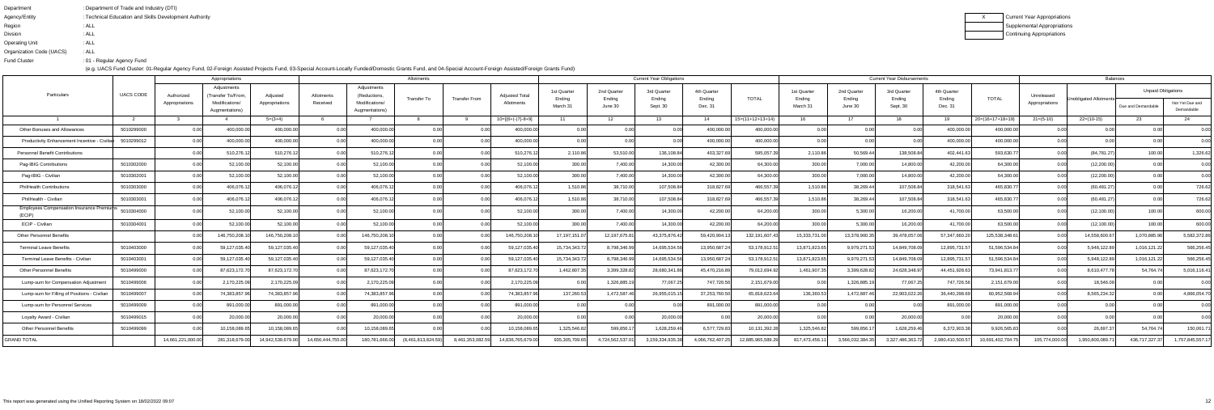| | |
|---|---|
| Department | : Department of Trade and Industry (DTI) |
| Agency/Entity | : Technical Education and Skills Development Authority |
| Region | : ALL |
| Division | : ALL |
| Operating Unit | : ALL |
| Organization Code (UACS) | : ALL |
| Fund Cluster | : 01 - Regular Agency Fund |

(e.g. UACS Fund Cluster: 01-Regular Agency Fund, 02-Foreign Assisted Projects Fund, 03-Special Account-Locally Funded/Domestic Grants Fund, and 04-Special Account-Foreign Assisted/Foreign Grants Fund)

| X | Current Year Appropriations |
|---|---|
| | Supplemental Appropriations |
| | Continuing Appropriations |

| Particulars | UACS CODE | Appropriations | | | Allotments | | | | | Current Year Obligations | | | | | Current Year Disbursements | | | | | Balances | | | |
|---|---|---|---|---|---|---|---|---|---|---|---|---|---|---|---|---|---|---|---|---|---|---|---|
| | | Authorized Appropriations | Adjustments (Transfer To/From, Modifications/ Augmentations) | Adjusted Appropriations | Allotments Received | Adjustments (Reductions, Modifications/ Augmentations) | Transfer To | Transfer From | Adjusted Total Allotments | 1st Quarter Ending March 31 | 2nd Quarter Ending June 30 | 3rd Quarter Ending Sept. 30 | 4th Quarter Ending Dec. 31 | TOTAL | 1st Quarter Ending March 31 | 2nd Quarter Ending June 30 | 3rd Quarter Ending Sept. 30 | 4th Quarter Ending Dec. 31 | TOTAL | Unreleased Appropriations | Unobligated Allotments | Unpaid Obligations | |
| | | | | | | | | | | | | | | | | | | | | | | Due and Demandable | Not Yet Due and Demandable |
| 1 | 2 | 3 | 4 | 5=(3+4) | 6 | 7 | 8 | 9 | 10=[{6+(-)7}-8+9] | 11 | 12 | 13 | 14 | 15=(11+12+13+14) | 16 | 17 | 18 | 19 | 20=(16+17+18+19) | 21=(5-10) | 22=(10-15) | 23 | 24 |
| Other Bonuses and Allowances | 5010299000 | 0.00 | 400,000.00 | 400,000.00 | 0.00 | 400,000.00 | 0.00 | 0.00 | 400,000.00 | 0.00 | 0.00 | 0.00 | 400,000.00 | 400,000.00 | 0.00 | 0.00 | 0.00 | 400,000.00 | 400,000.00 | 0.00 | 0.00 | 0.00 | 0.00 |
| Productivity Enhancement Incentive - Civilian | 5010299012 | 0.00 | 400,000.00 | 400,000.00 | 0.00 | 400,000.00 | 0.00 | 0.00 | 400,000.00 | 0.00 | 0.00 | 0.00 | 400,000.00 | 400,000.00 | 0.00 | 0.00 | 0.00 | 400,000.00 | 400,000.00 | 0.00 | 0.00 | 0.00 | 0.00 |
| Personnel Benefit Contributions | | 0.00 | 510,276.12 | 510,276.12 | 0.00 | 510,276.12 | 0.00 | 0.00 | 510,276.12 | 2,110.86 | 53,510.00 | 136,108.84 | 403,327.69 | 595,057.39 | 2,110.86 | 50,569.44 | 138,508.84 | 402,441.63 | 593,630.77 | 0.00 | (84,781.27) | 100.00 | 1,326.62 |
| Pag-IBIG Contributions | 5010302000 | 0.00 | 52,100.00 | 52,100.00 | 0.00 | 52,100.00 | 0.00 | 0.00 | 52,100.00 | 300.00 | 7,400.00 | 14,300.00 | 42,300.00 | 64,300.00 | 300.00 | 7,000.00 | 14,800.00 | 42,200.00 | 64,300.00 | 0.00 | (12,200.00) | 0.00 | 0.00 |
| Pag-IBIG - Civilian | 5010302001 | 0.00 | 52,100.00 | 52,100.00 | 0.00 | 52,100.00 | 0.00 | 0.00 | 52,100.00 | 300.00 | 7,400.00 | 14,300.00 | 42,300.00 | 64,300.00 | 300.00 | 7,000.00 | 14,800.00 | 42,200.00 | 64,300.00 | 0.00 | (12,200.00) | 0.00 | 0.00 |
| PhilHealth Contributions | 5010303000 | 0.00 | 406,076.12 | 406,076.12 | 0.00 | 406,076.12 | 0.00 | 0.00 | 406,076.12 | 1,510.86 | 38,710.00 | 107,508.84 | 318,827.69 | 466,557.39 | 1,510.86 | 38,269.44 | 107,508.84 | 318,541.63 | 465,830.77 | 0.00 | (60,481.27) | 0.00 | 726.62 |
| PhilHealth - Civilian | 5010303001 | 0.00 | 406,076.12 | 406,076.12 | 0.00 | 406,076.12 | 0.00 | 0.00 | 406,076.12 | 1,510.86 | 38,710.00 | 107,508.84 | 318,827.69 | 466,557.39 | 1,510.86 | 38,269.44 | 107,508.84 | 318,541.63 | 465,830.77 | 0.00 | (60,481.27) | 0.00 | 726.62 |
| Employees Compensation Insurance Premiums (ECIP) | 5010304000 | 0.00 | 52,100.00 | 52,100.00 | 0.00 | 52,100.00 | 0.00 | 0.00 | 52,100.00 | 300.00 | 7,400.00 | 14,300.00 | 42,200.00 | 64,200.00 | 300.00 | 5,300.00 | 16,200.00 | 41,700.00 | 63,500.00 | 0.00 | (12,100.00) | 100.00 | 600.00 |
| ECIP - Civilian | 5010304001 | 0.00 | 52,100.00 | 52,100.00 | 0.00 | 52,100.00 | 0.00 | 0.00 | 52,100.00 | 300.00 | 7,400.00 | 14,300.00 | 42,200.00 | 64,200.00 | 300.00 | 5,300.00 | 16,200.00 | 41,700.00 | 63,500.00 | 0.00 | (12,100.00) | 100.00 | 600.00 |
| Other Personnel Benefits | | 0.00 | 146,750,208.10 | 146,750,208.10 | 0.00 | 146,750,208.10 | 0.00 | 0.00 | 146,750,208.10 | 17,197,151.07 | 12,197,675.81 | 43,375,876.42 | 59,420,904.13 | 132,191,607.43 | 15,333,731.00 | 13,378,900.35 | 39,478,057.06 | 57,347,660.20 | 125,538,348.61 | 0.00 | 14,558,600.67 | 1,070,885.96 | 5,582,372.86 |
| Terminal Leave Benefits | 5010403000 | 0.00 | 59,127,035.40 | 59,127,035.40 | 0.00 | 59,127,035.40 | 0.00 | 0.00 | 59,127,035.40 | 15,734,343.72 | 8,798,346.99 | 14,695,534.56 | 13,950,687.24 | 53,178,912.51 | 13,871,823.65 | 9,979,271.53 | 14,849,708.09 | 12,895,731.57 | 51,596,534.84 | 0.00 | 5,948,122.89 | 1,016,121.22 | 566,256.45 |
| Terminal Leave Benefits - Civilian | 5010403001 | 0.00 | 59,127,035.40 | 59,127,035.40 | 0.00 | 59,127,035.40 | 0.00 | 0.00 | 59,127,035.40 | 15,734,343.72 | 8,798,346.99 | 14,695,534.56 | 13,950,687.24 | 53,178,912.51 | 13,871,823.65 | 9,979,271.53 | 14,849,708.09 | 12,895,731.57 | 51,596,534.84 | 0.00 | 5,948,122.89 | 1,016,121.22 | 566,256.45 |
| Other Personnel Benefits | 5010499000 | 0.00 | 87,623,172.70 | 87,623,172.70 | 0.00 | 87,623,172.70 | 0.00 | 0.00 | 87,623,172.70 | 1,462,807.35 | 3,399,328.82 | 28,680,341.86 | 45,470,216.89 | 79,012,694.92 | 1,461,907.35 | 3,399,628.82 | 24,628,348.97 | 44,451,928.63 | 73,941,813.77 | 0.00 | 8,610,477.78 | 54,764.74 | 5,016,116.41 |
| Lump-sum for Compensation Adjustment | 5010499006 | 0.00 | 2,170,225.09 | 2,170,225.09 | 0.00 | 2,170,225.09 | 0.00 | 0.00 | 2,170,225.09 | 0.00 | 1,326,885.19 | 77,067.25 | 747,726.56 | 2,151,679.00 | 0.00 | 1,326,885.19 | 77,067.25 | 747,726.56 | 2,151,679.00 | 0.00 | 18,546.09 | 0.00 | 0.00 |
| Lump-sum for Filling of Positions - Civilian | 5010499007 | 0.00 | 74,383,857.96 | 74,383,857.96 | 0.00 | 74,383,857.96 | 0.00 | 0.00 | 74,383,857.96 | 137,260.53 | 1,472,587.46 | 26,955,015.15 | 37,253,760.50 | 65,818,623.64 | 136,360.53 | 1,472,887.46 | 22,903,022.26 | 36,440,298.69 | 60,952,568.94 | 0.00 | 8,565,234.32 | 0.00 | 4,866,054.70 |
| Lump-sum for Personnel Services | 5010499009 | 0.00 | 891,000.00 | 891,000.00 | 0.00 | 891,000.00 | 0.00 | 0.00 | 891,000.00 | 0.00 | 0.00 | 0.00 | 891,000.00 | 891,000.00 | 0.00 | 0.00 | 0.00 | 891,000.00 | 891,000.00 | 0.00 | 0.00 | 0.00 | 0.00 |
| Loyalty Award - Civilian | 5010499015 | 0.00 | 20,000.00 | 20,000.00 | 0.00 | 20,000.00 | 0.00 | 0.00 | 20,000.00 | 0.00 | 0.00 | 20,000.00 | 0.00 | 20,000.00 | 0.00 | 0.00 | 20,000.00 | 0.00 | 20,000.00 | 0.00 | 0.00 | 0.00 | 0.00 |
| Other Personnel Benefits | 5010499099 | 0.00 | 10,158,089.65 | 10,158,089.65 | 0.00 | 10,158,089.65 | 0.00 | 0.00 | 10,158,089.65 | 1,325,546.82 | 599,856.17 | 1,628,259.46 | 6,577,729.83 | 10,131,392.28 | 1,325,546.82 | 599,856.17 | 1,628,259.46 | 6,372,903.38 | 9,926,565.83 | 0.00 | 26,697.37 | 54,764.74 | 150,061.71 |
| GRAND TOTAL | | 14,661,221,000.00 | 281,318,679.00 | 14,942,539,679.00 | 14,656,444,755.00 | 180,781,666.00 | (8,461,813,824.59) | 8,461,353,082.59 | 14,836,765,679.00 | 935,305,709.65 | 4,724,562,537.01 | 3,159,334,935.38 | 4,066,762,407.25 | 12,885,965,589.29 | 817,473,456.11 | 3,566,032,384.35 | 3,327,486,363.72 | 2,980,410,500.57 | 10,691,402,704.75 | 105,774,000.00 | 1,950,800,089.71 | 436,717,327.37 | 1,757,845,557.17 |

This report was generated using the Unified Reporting System on 18/02/2022 09:07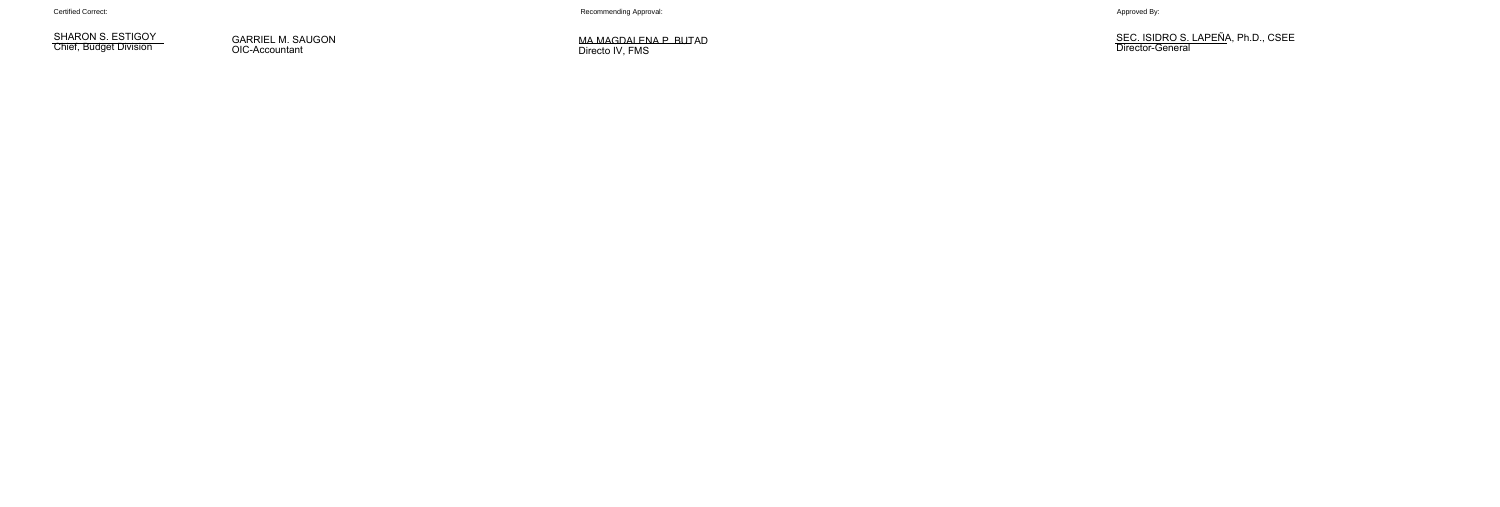Certified Correct:

SHARON S. ESTIGOY
Chief, Budget Division

GARRIEL M. SAUGON
OIC-Accountant

Recommending Approval:

MA MAGDALENA P. BUTAD
Directo IV, FMS

Approved By:

SEC. ISIDRO S. LAPEÑA, Ph.D., CSEE
Director-General